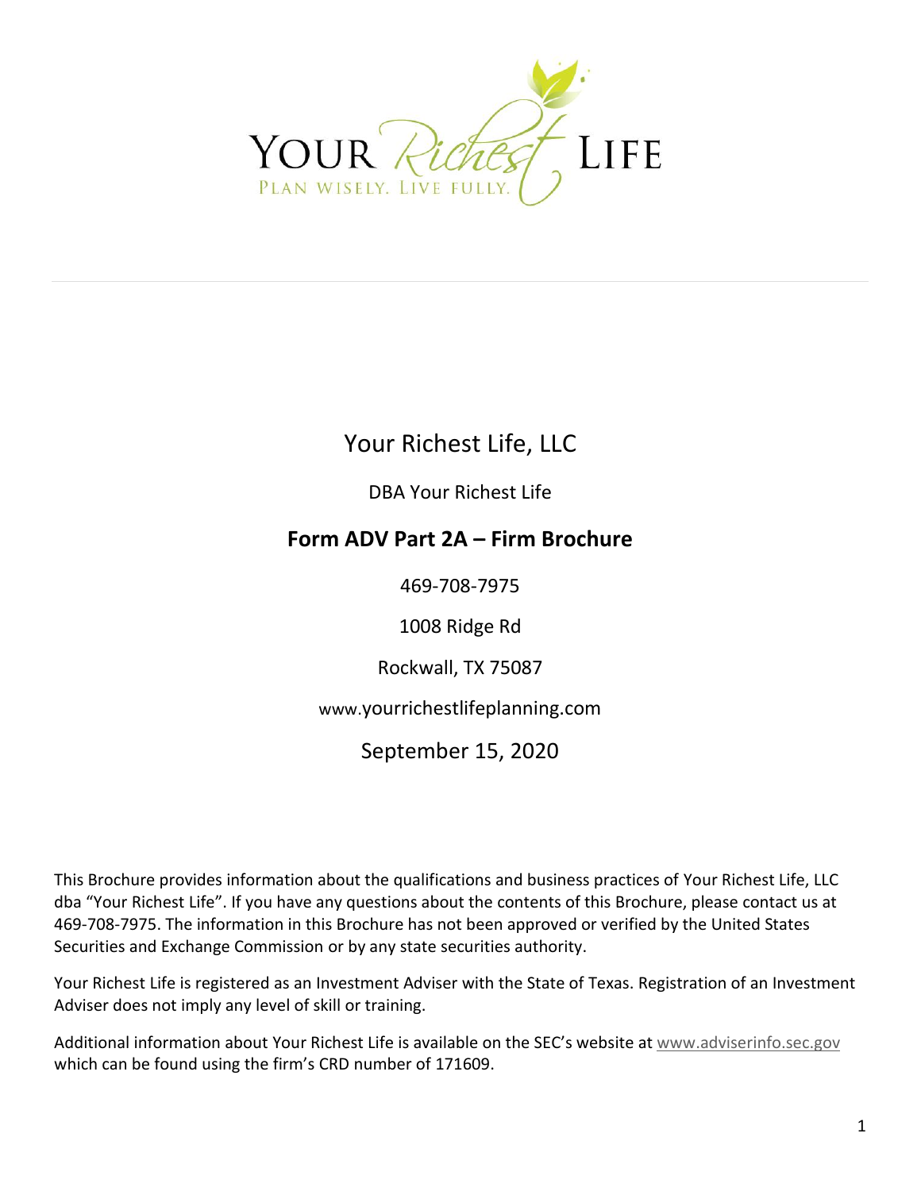YOUR *Richest* LIFE

PLAN WISELY. LIVE FULLY.

# Your Richest Life, LLC

DBA Your Richest Life

## Form ADV Part 2A – Firm Brochure

469-708-7975

1008 Ridge Rd

Rockwall, TX 75087

www.yourrichestlifeplanning.com

September 15, 2020

This Brochure provides information about the qualifications and business practices of Your Richest Life, LLC dba "Your Richest Life". If you have any questions about the contents of this Brochure, please contact us at 469-708-7975. The information in this Brochure has not been approved or verified by the United States Securities and Exchange Commission or by any state securities authority.

Your Richest Life is registered as an Investment Adviser with the State of Texas. Registration of an Investment Adviser does not imply any level of skill or training.

Additional information about Your Richest Life is available on the SEC's website at www.adviserinfo.sec.gov which can be found using the firm's CRD number of 171609.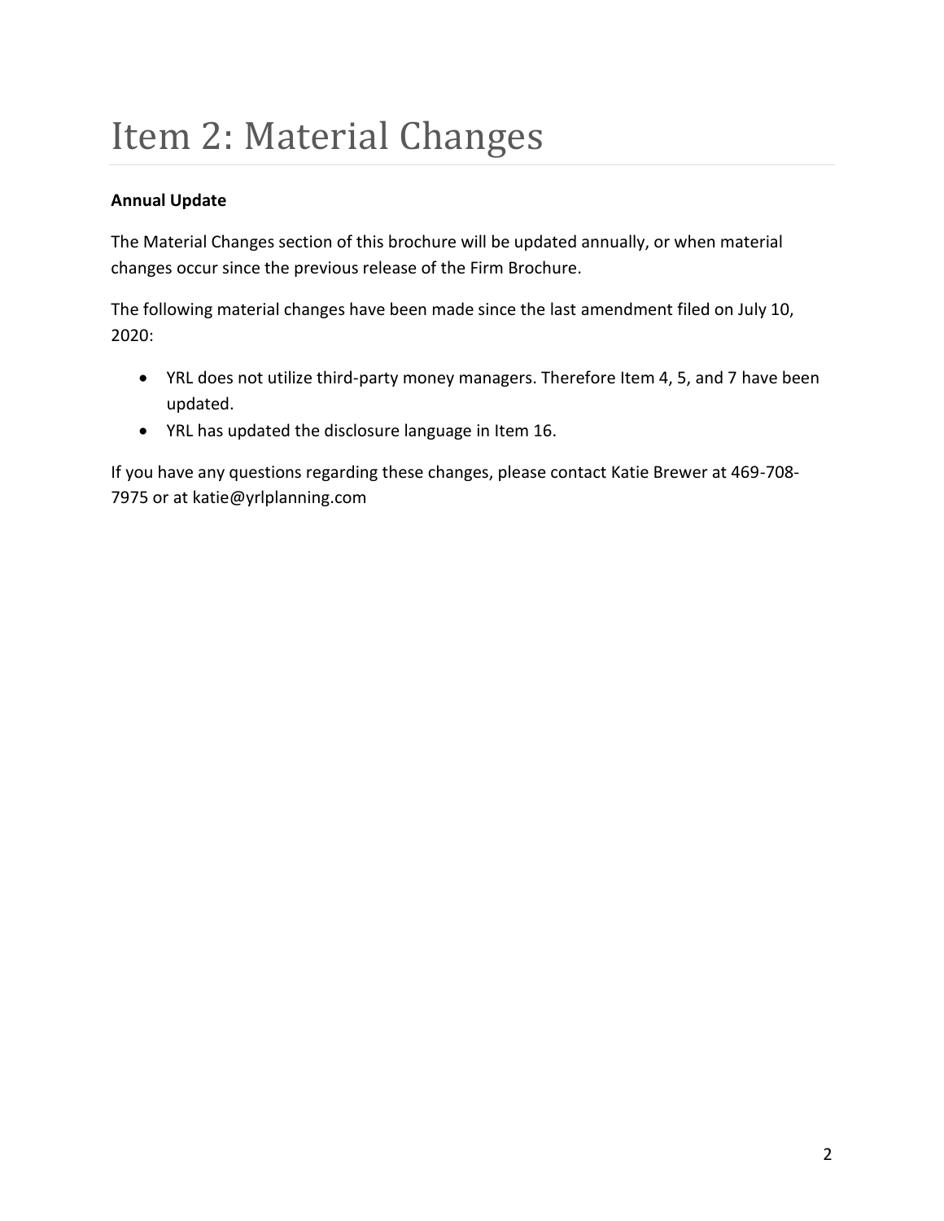# Item 2: Material Changes

**Annual Update**

The Material Changes section of this brochure will be updated annually, or when material changes occur since the previous release of the Firm Brochure.

The following material changes have been made since the last amendment filed on July 10, 2020:

- YRL does not utilize third-party money managers. Therefore Item 4, 5, and 7 have been updated.
- YRL has updated the disclosure language in Item 16.

If you have any questions regarding these changes, please contact Katie Brewer at 469-708-7975 or at katie@yrlplanning.com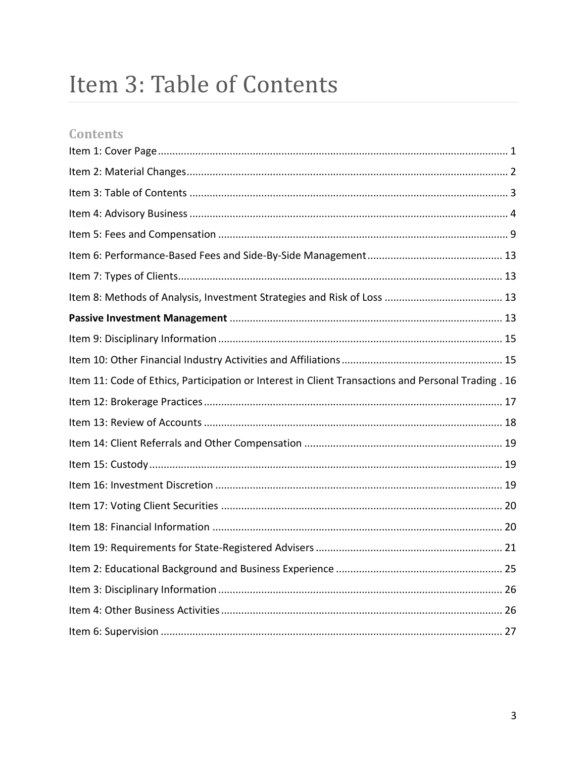# Item 3: Table of Contents

## Contents

Item 1: Cover Page ........................................................................................................................ 1

Item 2: Material Changes ............................................................................................................... 2

Item 3: Table of Contents ............................................................................................................. 3

Item 4: Advisory Business ............................................................................................................. 4

Item 5: Fees and Compensation .................................................................................................... 9

Item 6: Performance-Based Fees and Side-By-Side Management ............................................... 13

Item 7: Types of Clients ................................................................................................................ 13

Item 8: Methods of Analysis, Investment Strategies and Risk of Loss ......................................... 13

**Passive Investment Management** ............................................................................................. 13

Item 9: Disciplinary Information .................................................................................................. 15

Item 10: Other Financial Industry Activities and Affiliations ........................................................ 15

Item 11: Code of Ethics, Participation or Interest in Client Transactions and Personal Trading . 16

Item 12: Brokerage Practices ....................................................................................................... 17

Item 13: Review of Accounts ....................................................................................................... 18

Item 14: Client Referrals and Other Compensation ..................................................................... 19

Item 15: Custody .......................................................................................................................... 19

Item 16: Investment Discretion .................................................................................................... 19

Item 17: Voting Client Securities ................................................................................................. 20

Item 18: Financial Information .................................................................................................... 20

Item 19: Requirements for State-Registered Advisers ................................................................. 21

Item 2: Educational Background and Business Experience .......................................................... 25

Item 3: Disciplinary Information .................................................................................................. 26

Item 4: Other Business Activities ................................................................................................. 26

Item 6: Supervision ...................................................................................................................... 27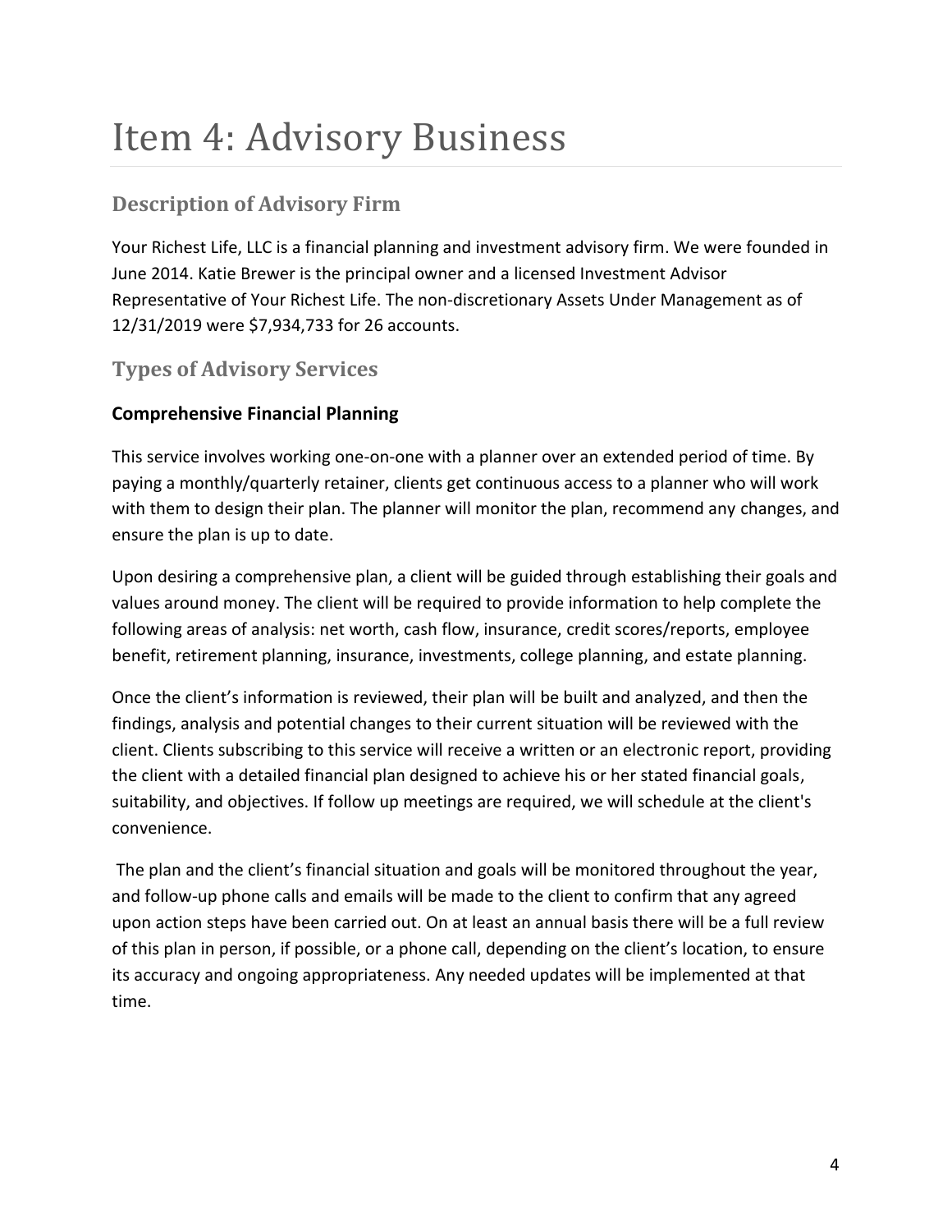# Item 4: Advisory Business

## Description of Advisory Firm

Your Richest Life, LLC is a financial planning and investment advisory firm. We were founded in June 2014. Katie Brewer is the principal owner and a licensed Investment Advisor Representative of Your Richest Life. The non-discretionary Assets Under Management as of 12/31/2019 were $7,934,733 for 26 accounts.

## Types of Advisory Services

### Comprehensive Financial Planning

This service involves working one-on-one with a planner over an extended period of time. By paying a monthly/quarterly retainer, clients get continuous access to a planner who will work with them to design their plan. The planner will monitor the plan, recommend any changes, and ensure the plan is up to date.

Upon desiring a comprehensive plan, a client will be guided through establishing their goals and values around money. The client will be required to provide information to help complete the following areas of analysis: net worth, cash flow, insurance, credit scores/reports, employee benefit, retirement planning, insurance, investments, college planning, and estate planning.

Once the client's information is reviewed, their plan will be built and analyzed, and then the findings, analysis and potential changes to their current situation will be reviewed with the client. Clients subscribing to this service will receive a written or an electronic report, providing the client with a detailed financial plan designed to achieve his or her stated financial goals, suitability, and objectives. If follow up meetings are required, we will schedule at the client's convenience.

The plan and the client's financial situation and goals will be monitored throughout the year, and follow-up phone calls and emails will be made to the client to confirm that any agreed upon action steps have been carried out. On at least an annual basis there will be a full review of this plan in person, if possible, or a phone call, depending on the client's location, to ensure its accuracy and ongoing appropriateness. Any needed updates will be implemented at that time.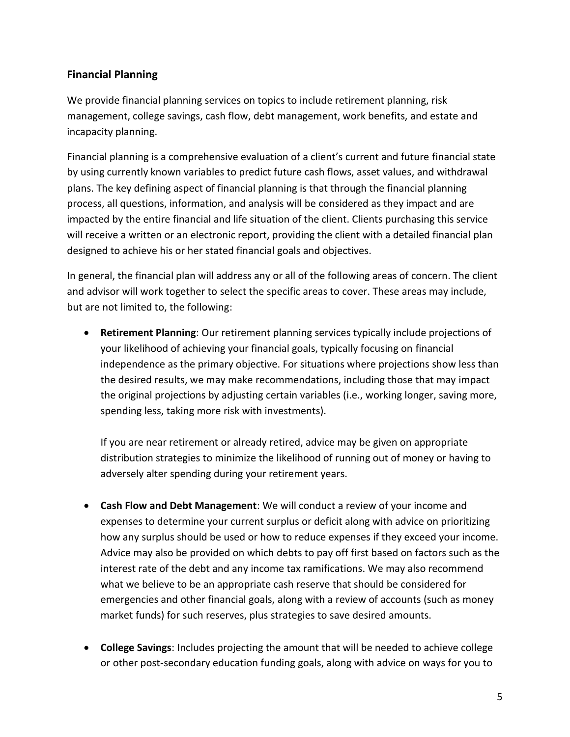## Financial Planning

We provide financial planning services on topics to include retirement planning, risk management, college savings, cash flow, debt management, work benefits, and estate and incapacity planning.

Financial planning is a comprehensive evaluation of a client's current and future financial state by using currently known variables to predict future cash flows, asset values, and withdrawal plans. The key defining aspect of financial planning is that through the financial planning process, all questions, information, and analysis will be considered as they impact and are impacted by the entire financial and life situation of the client. Clients purchasing this service will receive a written or an electronic report, providing the client with a detailed financial plan designed to achieve his or her stated financial goals and objectives.

In general, the financial plan will address any or all of the following areas of concern. The client and advisor will work together to select the specific areas to cover. These areas may include, but are not limited to, the following:

- **Retirement Planning**: Our retirement planning services typically include projections of your likelihood of achieving your financial goals, typically focusing on financial independence as the primary objective. For situations where projections show less than the desired results, we may make recommendations, including those that may impact the original projections by adjusting certain variables (i.e., working longer, saving more, spending less, taking more risk with investments).

  If you are near retirement or already retired, advice may be given on appropriate distribution strategies to minimize the likelihood of running out of money or having to adversely alter spending during your retirement years.

- **Cash Flow and Debt Management**: We will conduct a review of your income and expenses to determine your current surplus or deficit along with advice on prioritizing how any surplus should be used or how to reduce expenses if they exceed your income. Advice may also be provided on which debts to pay off first based on factors such as the interest rate of the debt and any income tax ramifications. We may also recommend what we believe to be an appropriate cash reserve that should be considered for emergencies and other financial goals, along with a review of accounts (such as money market funds) for such reserves, plus strategies to save desired amounts.

- **College Savings**: Includes projecting the amount that will be needed to achieve college or other post-secondary education funding goals, along with advice on ways for you to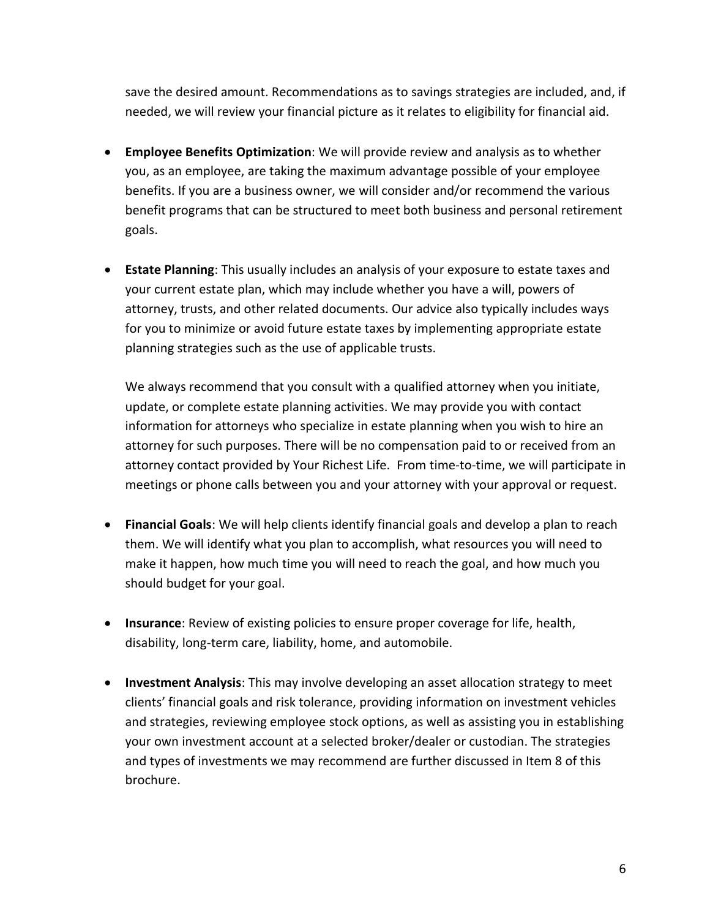save the desired amount. Recommendations as to savings strategies are included, and, if needed, we will review your financial picture as it relates to eligibility for financial aid.

- **Employee Benefits Optimization**: We will provide review and analysis as to whether you, as an employee, are taking the maximum advantage possible of your employee benefits. If you are a business owner, we will consider and/or recommend the various benefit programs that can be structured to meet both business and personal retirement goals.

- **Estate Planning**: This usually includes an analysis of your exposure to estate taxes and your current estate plan, which may include whether you have a will, powers of attorney, trusts, and other related documents. Our advice also typically includes ways for you to minimize or avoid future estate taxes by implementing appropriate estate planning strategies such as the use of applicable trusts.

  We always recommend that you consult with a qualified attorney when you initiate, update, or complete estate planning activities. We may provide you with contact information for attorneys who specialize in estate planning when you wish to hire an attorney for such purposes. There will be no compensation paid to or received from an attorney contact provided by Your Richest Life. From time-to-time, we will participate in meetings or phone calls between you and your attorney with your approval or request.

- **Financial Goals**: We will help clients identify financial goals and develop a plan to reach them. We will identify what you plan to accomplish, what resources you will need to make it happen, how much time you will need to reach the goal, and how much you should budget for your goal.

- **Insurance**: Review of existing policies to ensure proper coverage for life, health, disability, long-term care, liability, home, and automobile.

- **Investment Analysis**: This may involve developing an asset allocation strategy to meet clients' financial goals and risk tolerance, providing information on investment vehicles and strategies, reviewing employee stock options, as well as assisting you in establishing your own investment account at a selected broker/dealer or custodian. The strategies and types of investments we may recommend are further discussed in Item 8 of this brochure.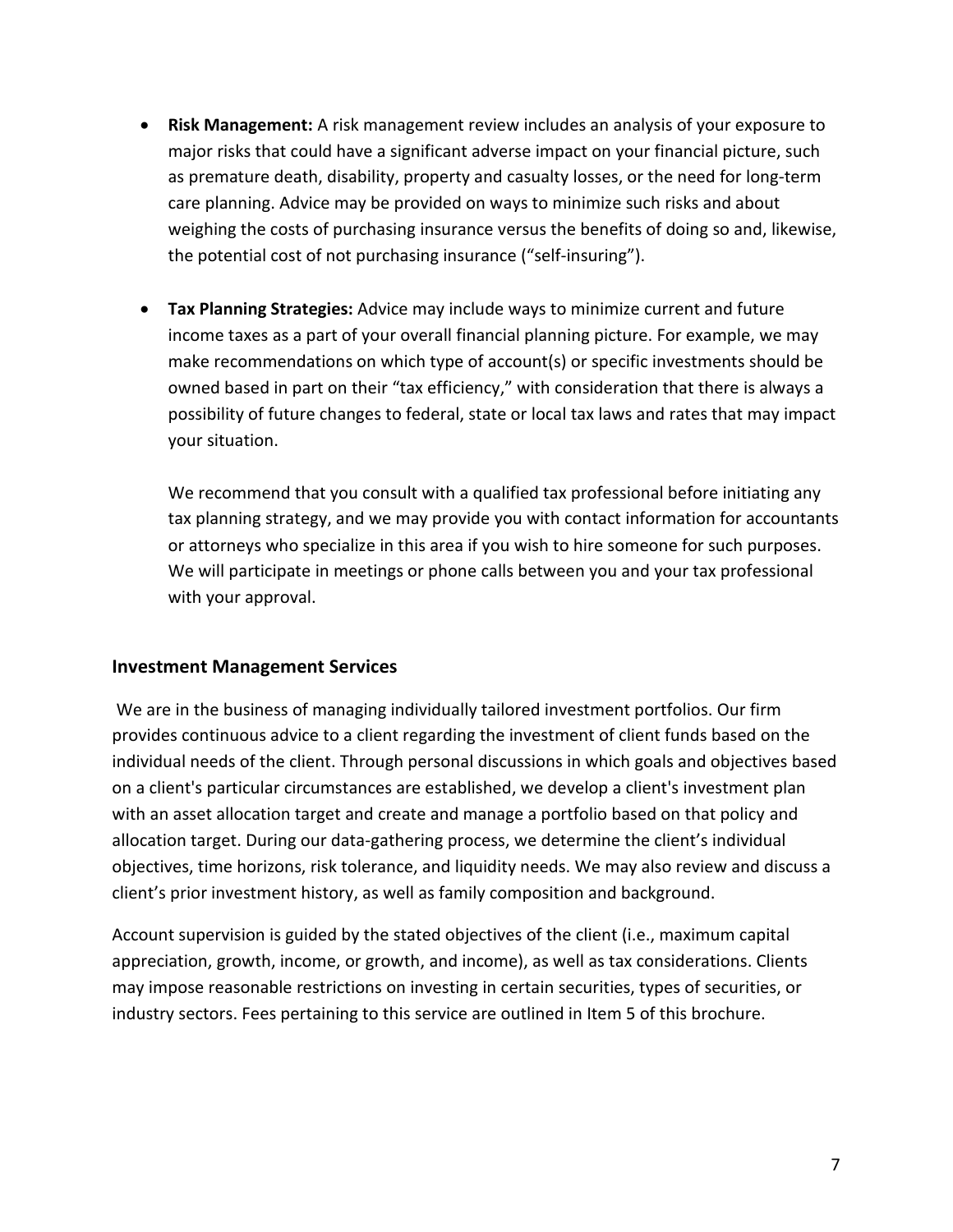- **Risk Management:** A risk management review includes an analysis of your exposure to major risks that could have a significant adverse impact on your financial picture, such as premature death, disability, property and casualty losses, or the need for long-term care planning. Advice may be provided on ways to minimize such risks and about weighing the costs of purchasing insurance versus the benefits of doing so and, likewise, the potential cost of not purchasing insurance ("self-insuring").

- **Tax Planning Strategies:** Advice may include ways to minimize current and future income taxes as a part of your overall financial planning picture. For example, we may make recommendations on which type of account(s) or specific investments should be owned based in part on their "tax efficiency," with consideration that there is always a possibility of future changes to federal, state or local tax laws and rates that may impact your situation.

  We recommend that you consult with a qualified tax professional before initiating any tax planning strategy, and we may provide you with contact information for accountants or attorneys who specialize in this area if you wish to hire someone for such purposes. We will participate in meetings or phone calls between you and your tax professional with your approval.

### Investment Management Services

We are in the business of managing individually tailored investment portfolios. Our firm provides continuous advice to a client regarding the investment of client funds based on the individual needs of the client. Through personal discussions in which goals and objectives based on a client's particular circumstances are established, we develop a client's investment plan with an asset allocation target and create and manage a portfolio based on that policy and allocation target. During our data-gathering process, we determine the client's individual objectives, time horizons, risk tolerance, and liquidity needs. We may also review and discuss a client's prior investment history, as well as family composition and background.

Account supervision is guided by the stated objectives of the client (i.e., maximum capital appreciation, growth, income, or growth, and income), as well as tax considerations. Clients may impose reasonable restrictions on investing in certain securities, types of securities, or industry sectors. Fees pertaining to this service are outlined in Item 5 of this brochure.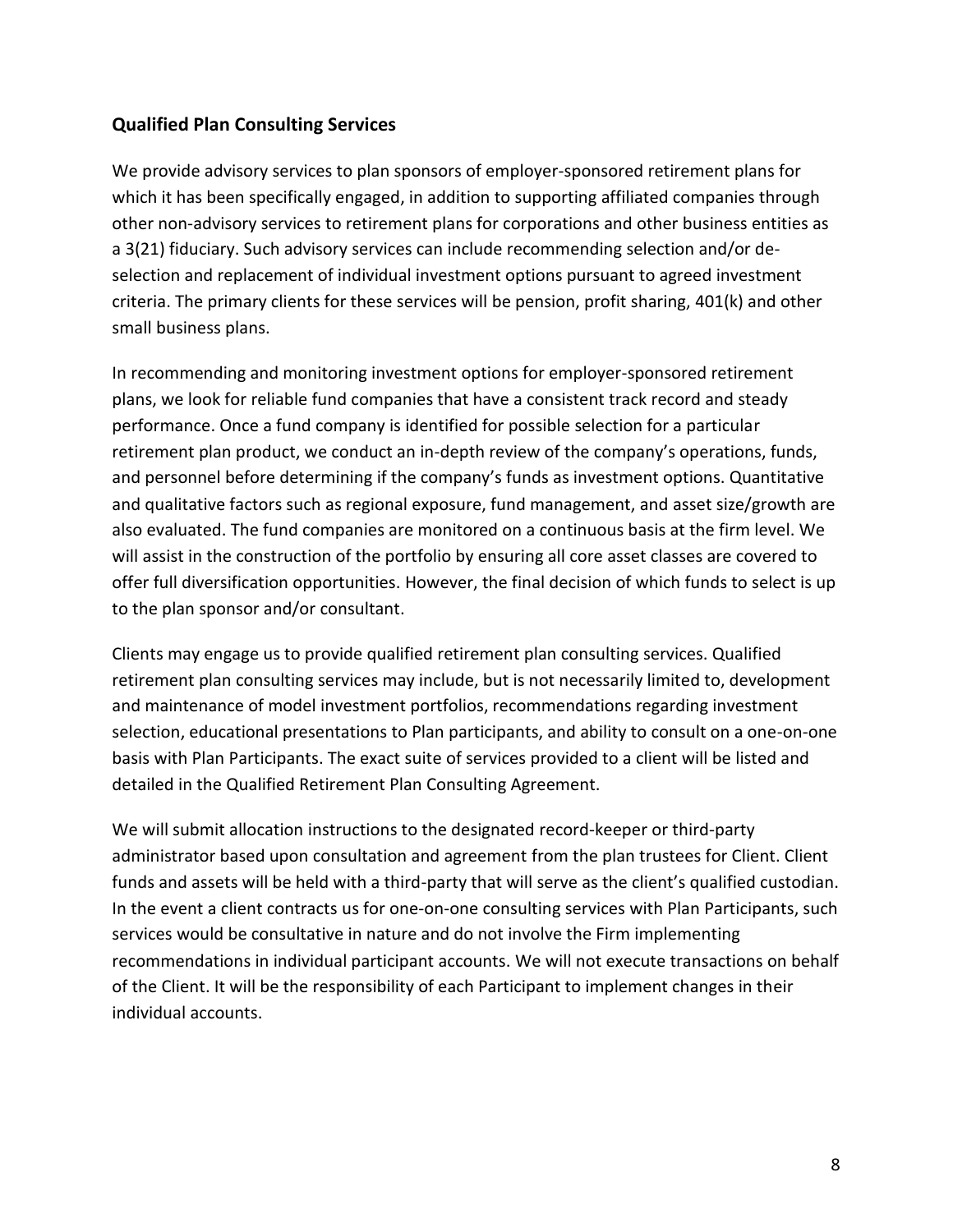## Qualified Plan Consulting Services

We provide advisory services to plan sponsors of employer-sponsored retirement plans for which it has been specifically engaged, in addition to supporting affiliated companies through other non-advisory services to retirement plans for corporations and other business entities as a 3(21) fiduciary. Such advisory services can include recommending selection and/or de-selection and replacement of individual investment options pursuant to agreed investment criteria. The primary clients for these services will be pension, profit sharing, 401(k) and other small business plans.

In recommending and monitoring investment options for employer-sponsored retirement plans, we look for reliable fund companies that have a consistent track record and steady performance. Once a fund company is identified for possible selection for a particular retirement plan product, we conduct an in-depth review of the company's operations, funds, and personnel before determining if the company's funds as investment options. Quantitative and qualitative factors such as regional exposure, fund management, and asset size/growth are also evaluated. The fund companies are monitored on a continuous basis at the firm level. We will assist in the construction of the portfolio by ensuring all core asset classes are covered to offer full diversification opportunities. However, the final decision of which funds to select is up to the plan sponsor and/or consultant.

Clients may engage us to provide qualified retirement plan consulting services. Qualified retirement plan consulting services may include, but is not necessarily limited to, development and maintenance of model investment portfolios, recommendations regarding investment selection, educational presentations to Plan participants, and ability to consult on a one-on-one basis with Plan Participants. The exact suite of services provided to a client will be listed and detailed in the Qualified Retirement Plan Consulting Agreement.

We will submit allocation instructions to the designated record-keeper or third-party administrator based upon consultation and agreement from the plan trustees for Client. Client funds and assets will be held with a third-party that will serve as the client's qualified custodian. In the event a client contracts us for one-on-one consulting services with Plan Participants, such services would be consultative in nature and do not involve the Firm implementing recommendations in individual participant accounts. We will not execute transactions on behalf of the Client. It will be the responsibility of each Participant to implement changes in their individual accounts.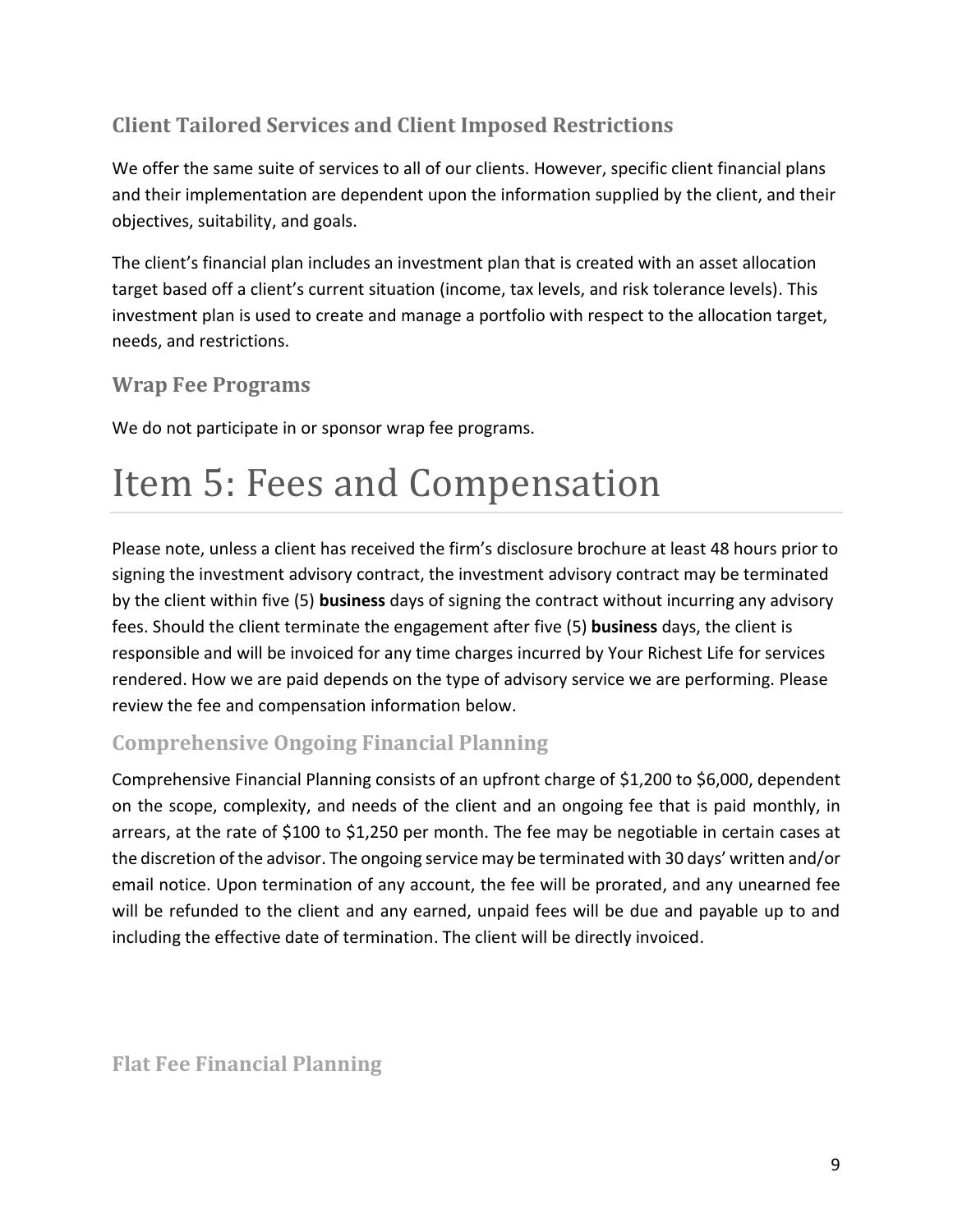### Client Tailored Services and Client Imposed Restrictions

We offer the same suite of services to all of our clients. However, specific client financial plans and their implementation are dependent upon the information supplied by the client, and their objectives, suitability, and goals.

The client's financial plan includes an investment plan that is created with an asset allocation target based off a client's current situation (income, tax levels, and risk tolerance levels). This investment plan is used to create and manage a portfolio with respect to the allocation target, needs, and restrictions.

### Wrap Fee Programs

We do not participate in or sponsor wrap fee programs.

# Item 5: Fees and Compensation

Please note, unless a client has received the firm's disclosure brochure at least 48 hours prior to signing the investment advisory contract, the investment advisory contract may be terminated by the client within five (5) **business** days of signing the contract without incurring any advisory fees. Should the client terminate the engagement after five (5) **business** days, the client is responsible and will be invoiced for any time charges incurred by Your Richest Life for services rendered. How we are paid depends on the type of advisory service we are performing. Please review the fee and compensation information below.

### Comprehensive Ongoing Financial Planning

Comprehensive Financial Planning consists of an upfront charge of $1,200 to $6,000, dependent on the scope, complexity, and needs of the client and an ongoing fee that is paid monthly, in arrears, at the rate of $100 to $1,250 per month. The fee may be negotiable in certain cases at the discretion of the advisor. The ongoing service may be terminated with 30 days' written and/or email notice. Upon termination of any account, the fee will be prorated, and any unearned fee will be refunded to the client and any earned, unpaid fees will be due and payable up to and including the effective date of termination. The client will be directly invoiced.

### Flat Fee Financial Planning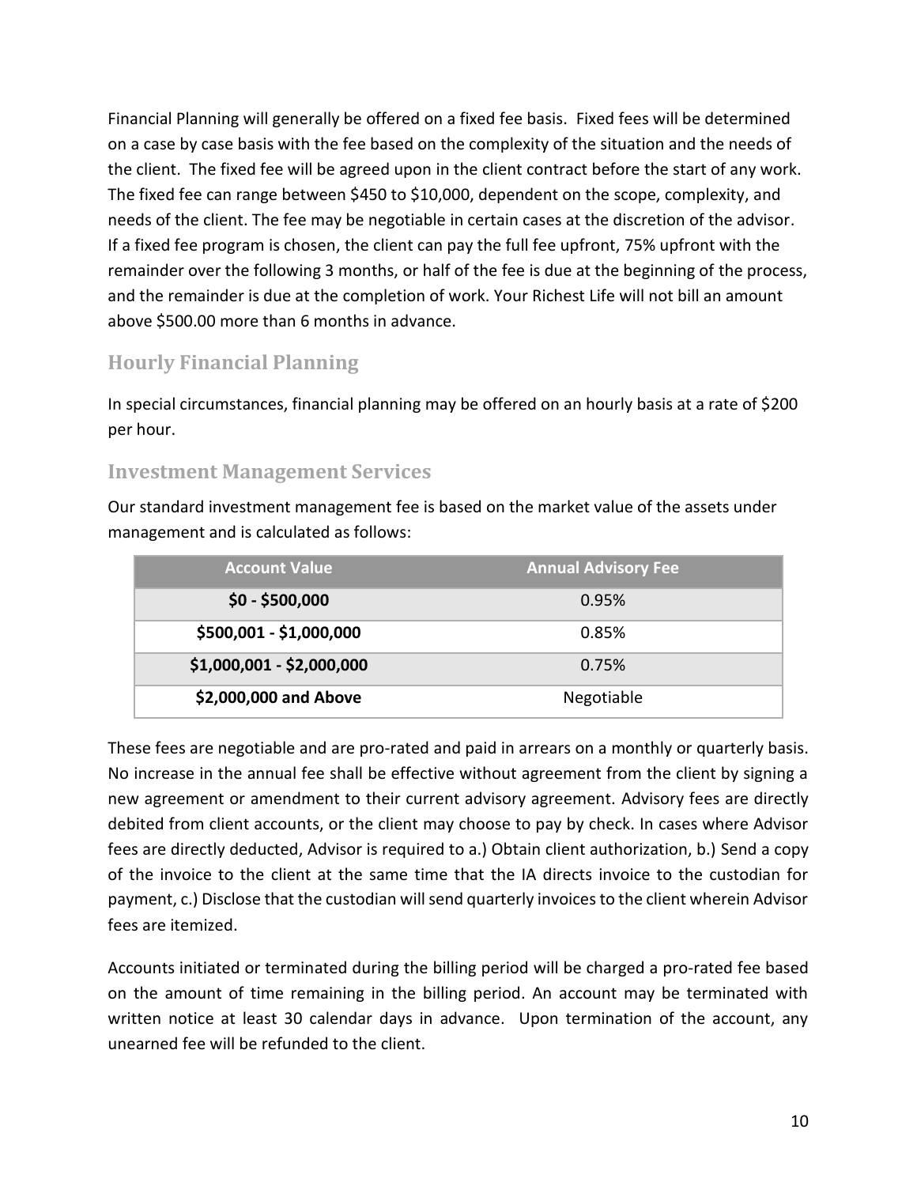Financial Planning will generally be offered on a fixed fee basis. Fixed fees will be determined on a case by case basis with the fee based on the complexity of the situation and the needs of the client. The fixed fee will be agreed upon in the client contract before the start of any work. The fixed fee can range between $450 to $10,000, dependent on the scope, complexity, and needs of the client. The fee may be negotiable in certain cases at the discretion of the advisor. If a fixed fee program is chosen, the client can pay the full fee upfront, 75% upfront with the remainder over the following 3 months, or half of the fee is due at the beginning of the process, and the remainder is due at the completion of work. Your Richest Life will not bill an amount above $500.00 more than 6 months in advance.

## Hourly Financial Planning

In special circumstances, financial planning may be offered on an hourly basis at a rate of $200 per hour.

## Investment Management Services

Our standard investment management fee is based on the market value of the assets under management and is calculated as follows:

| Account Value | Annual Advisory Fee |
|---|---|
| **$0 - $500,000** | 0.95% |
| **$500,001 - $1,000,000** | 0.85% |
| **$1,000,001 - $2,000,000** | 0.75% |
| **$2,000,000 and Above** | Negotiable |

These fees are negotiable and are pro-rated and paid in arrears on a monthly or quarterly basis. No increase in the annual fee shall be effective without agreement from the client by signing a new agreement or amendment to their current advisory agreement. Advisory fees are directly debited from client accounts, or the client may choose to pay by check. In cases where Advisor fees are directly deducted, Advisor is required to a.) Obtain client authorization, b.) Send a copy of the invoice to the client at the same time that the IA directs invoice to the custodian for payment, c.) Disclose that the custodian will send quarterly invoices to the client wherein Advisor fees are itemized.

Accounts initiated or terminated during the billing period will be charged a pro-rated fee based on the amount of time remaining in the billing period. An account may be terminated with written notice at least 30 calendar days in advance. Upon termination of the account, any unearned fee will be refunded to the client.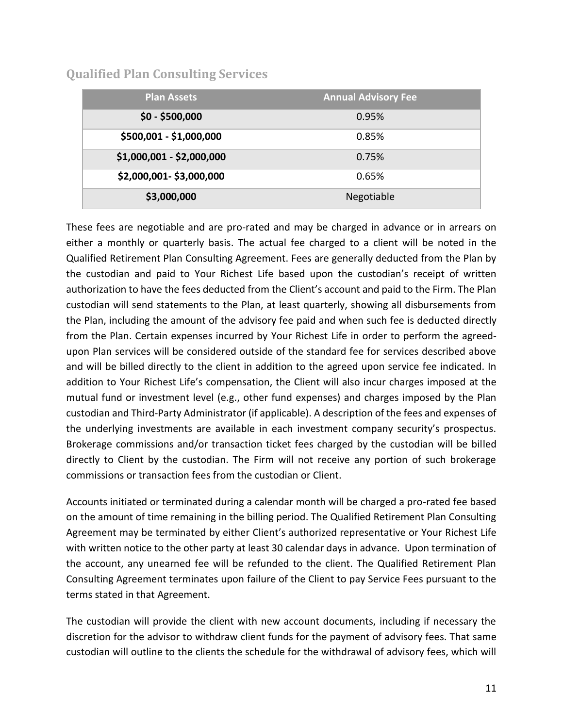## Qualified Plan Consulting Services

| Plan Assets | Annual Advisory Fee |
|---|---|
| **$0 - $500,000** | 0.95% |
| **$500,001 - $1,000,000** | 0.85% |
| **$1,000,001 - $2,000,000** | 0.75% |
| **$2,000,001- $3,000,000** | 0.65% |
| **$3,000,000** | Negotiable |

These fees are negotiable and are pro-rated and may be charged in advance or in arrears on either a monthly or quarterly basis. The actual fee charged to a client will be noted in the Qualified Retirement Plan Consulting Agreement. Fees are generally deducted from the Plan by the custodian and paid to Your Richest Life based upon the custodian's receipt of written authorization to have the fees deducted from the Client's account and paid to the Firm. The Plan custodian will send statements to the Plan, at least quarterly, showing all disbursements from the Plan, including the amount of the advisory fee paid and when such fee is deducted directly from the Plan. Certain expenses incurred by Your Richest Life in order to perform the agreed-upon Plan services will be considered outside of the standard fee for services described above and will be billed directly to the client in addition to the agreed upon service fee indicated. In addition to Your Richest Life's compensation, the Client will also incur charges imposed at the mutual fund or investment level (e.g., other fund expenses) and charges imposed by the Plan custodian and Third-Party Administrator (if applicable). A description of the fees and expenses of the underlying investments are available in each investment company security's prospectus. Brokerage commissions and/or transaction ticket fees charged by the custodian will be billed directly to Client by the custodian. The Firm will not receive any portion of such brokerage commissions or transaction fees from the custodian or Client.

Accounts initiated or terminated during a calendar month will be charged a pro-rated fee based on the amount of time remaining in the billing period. The Qualified Retirement Plan Consulting Agreement may be terminated by either Client's authorized representative or Your Richest Life with written notice to the other party at least 30 calendar days in advance. Upon termination of the account, any unearned fee will be refunded to the client. The Qualified Retirement Plan Consulting Agreement terminates upon failure of the Client to pay Service Fees pursuant to the terms stated in that Agreement.

The custodian will provide the client with new account documents, including if necessary the discretion for the advisor to withdraw client funds for the payment of advisory fees. That same custodian will outline to the clients the schedule for the withdrawal of advisory fees, which will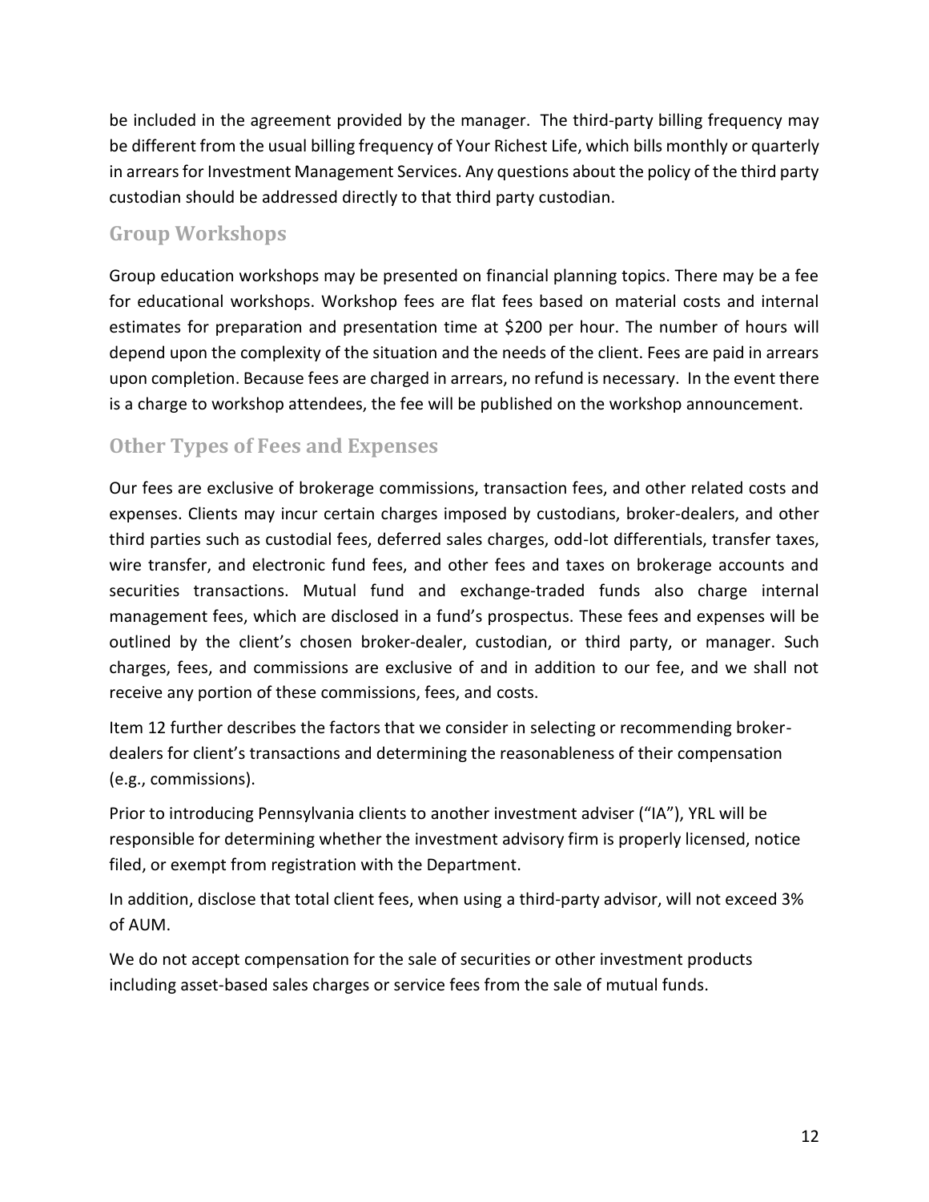be included in the agreement provided by the manager. The third-party billing frequency may be different from the usual billing frequency of Your Richest Life, which bills monthly or quarterly in arrears for Investment Management Services. Any questions about the policy of the third party custodian should be addressed directly to that third party custodian.

## Group Workshops

Group education workshops may be presented on financial planning topics. There may be a fee for educational workshops. Workshop fees are flat fees based on material costs and internal estimates for preparation and presentation time at $200 per hour. The number of hours will depend upon the complexity of the situation and the needs of the client. Fees are paid in arrears upon completion. Because fees are charged in arrears, no refund is necessary. In the event there is a charge to workshop attendees, the fee will be published on the workshop announcement.

## Other Types of Fees and Expenses

Our fees are exclusive of brokerage commissions, transaction fees, and other related costs and expenses. Clients may incur certain charges imposed by custodians, broker-dealers, and other third parties such as custodial fees, deferred sales charges, odd-lot differentials, transfer taxes, wire transfer, and electronic fund fees, and other fees and taxes on brokerage accounts and securities transactions. Mutual fund and exchange-traded funds also charge internal management fees, which are disclosed in a fund's prospectus. These fees and expenses will be outlined by the client's chosen broker-dealer, custodian, or third party, or manager. Such charges, fees, and commissions are exclusive of and in addition to our fee, and we shall not receive any portion of these commissions, fees, and costs.

Item 12 further describes the factors that we consider in selecting or recommending broker-dealers for client's transactions and determining the reasonableness of their compensation (e.g., commissions).

Prior to introducing Pennsylvania clients to another investment adviser ("IA"), YRL will be responsible for determining whether the investment advisory firm is properly licensed, notice filed, or exempt from registration with the Department.

In addition, disclose that total client fees, when using a third-party advisor, will not exceed 3% of AUM.

We do not accept compensation for the sale of securities or other investment products including asset-based sales charges or service fees from the sale of mutual funds.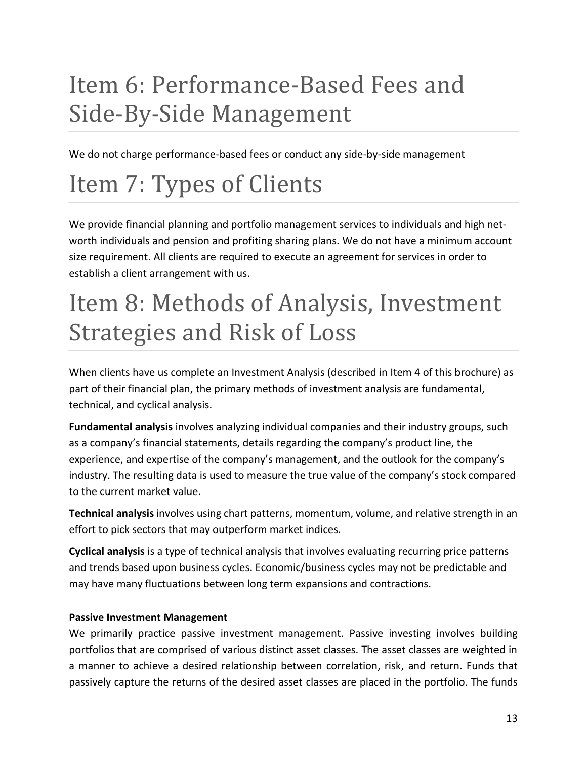# Item 6: Performance-Based Fees and Side-By-Side Management

We do not charge performance-based fees or conduct any side-by-side management

# Item 7: Types of Clients

We provide financial planning and portfolio management services to individuals and high net-worth individuals and pension and profiting sharing plans. We do not have a minimum account size requirement. All clients are required to execute an agreement for services in order to establish a client arrangement with us.

# Item 8: Methods of Analysis, Investment Strategies and Risk of Loss

When clients have us complete an Investment Analysis (described in Item 4 of this brochure) as part of their financial plan, the primary methods of investment analysis are fundamental, technical, and cyclical analysis.

**Fundamental analysis** involves analyzing individual companies and their industry groups, such as a company's financial statements, details regarding the company's product line, the experience, and expertise of the company's management, and the outlook for the company's industry. The resulting data is used to measure the true value of the company's stock compared to the current market value.

**Technical analysis** involves using chart patterns, momentum, volume, and relative strength in an effort to pick sectors that may outperform market indices.

**Cyclical analysis** is a type of technical analysis that involves evaluating recurring price patterns and trends based upon business cycles. Economic/business cycles may not be predictable and may have many fluctuations between long term expansions and contractions.

**Passive Investment Management**

We primarily practice passive investment management. Passive investing involves building portfolios that are comprised of various distinct asset classes. The asset classes are weighted in a manner to achieve a desired relationship between correlation, risk, and return. Funds that passively capture the returns of the desired asset classes are placed in the portfolio. The funds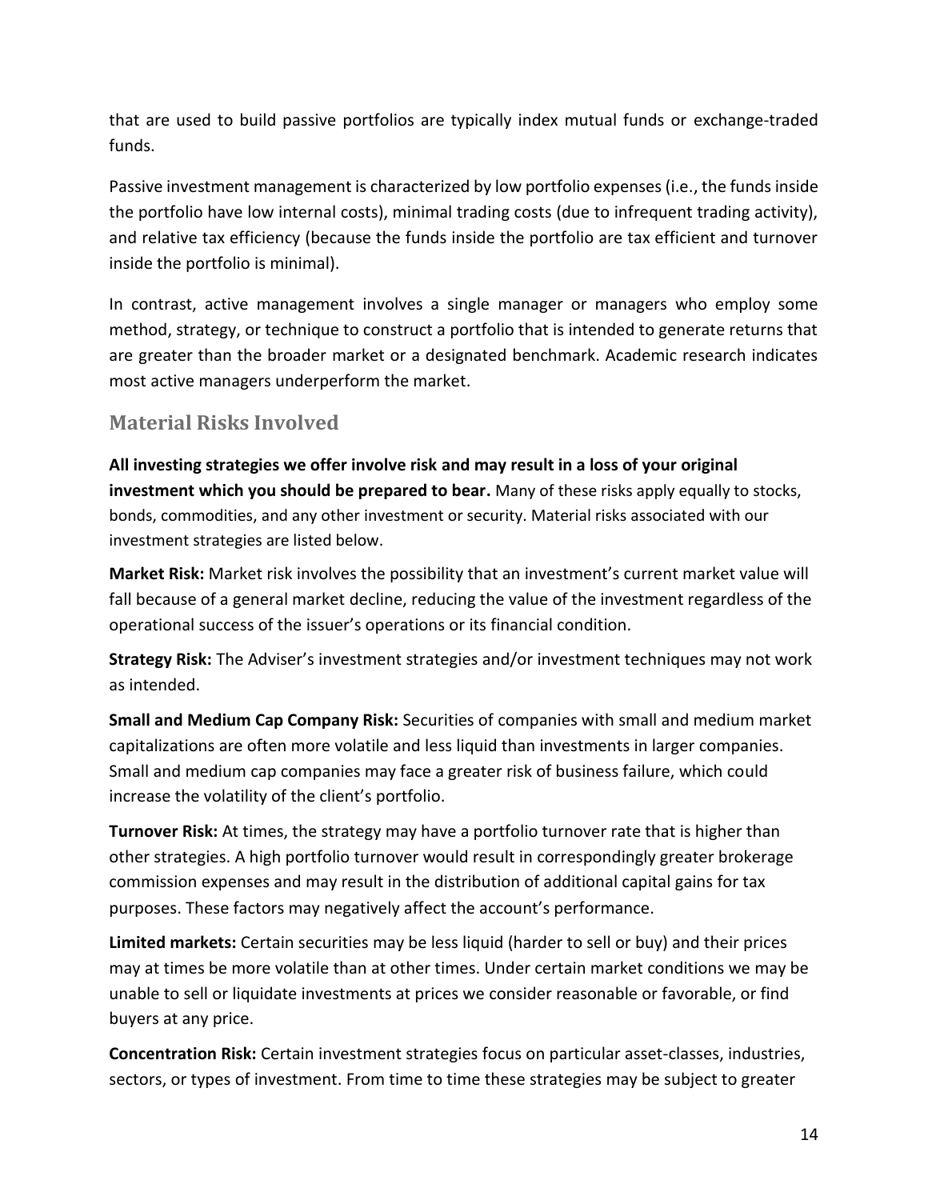that are used to build passive portfolios are typically index mutual funds or exchange-traded funds.

Passive investment management is characterized by low portfolio expenses (i.e., the funds inside the portfolio have low internal costs), minimal trading costs (due to infrequent trading activity), and relative tax efficiency (because the funds inside the portfolio are tax efficient and turnover inside the portfolio is minimal).

In contrast, active management involves a single manager or managers who employ some method, strategy, or technique to construct a portfolio that is intended to generate returns that are greater than the broader market or a designated benchmark. Academic research indicates most active managers underperform the market.

## Material Risks Involved

**All investing strategies we offer involve risk and may result in a loss of your original investment which you should be prepared to bear.** Many of these risks apply equally to stocks, bonds, commodities, and any other investment or security. Material risks associated with our investment strategies are listed below.

**Market Risk:** Market risk involves the possibility that an investment's current market value will fall because of a general market decline, reducing the value of the investment regardless of the operational success of the issuer's operations or its financial condition.

**Strategy Risk:** The Adviser's investment strategies and/or investment techniques may not work as intended.

**Small and Medium Cap Company Risk:** Securities of companies with small and medium market capitalizations are often more volatile and less liquid than investments in larger companies. Small and medium cap companies may face a greater risk of business failure, which could increase the volatility of the client's portfolio.

**Turnover Risk:** At times, the strategy may have a portfolio turnover rate that is higher than other strategies. A high portfolio turnover would result in correspondingly greater brokerage commission expenses and may result in the distribution of additional capital gains for tax purposes. These factors may negatively affect the account's performance.

**Limited markets:** Certain securities may be less liquid (harder to sell or buy) and their prices may at times be more volatile than at other times. Under certain market conditions we may be unable to sell or liquidate investments at prices we consider reasonable or favorable, or find buyers at any price.

**Concentration Risk:** Certain investment strategies focus on particular asset-classes, industries, sectors, or types of investment. From time to time these strategies may be subject to greater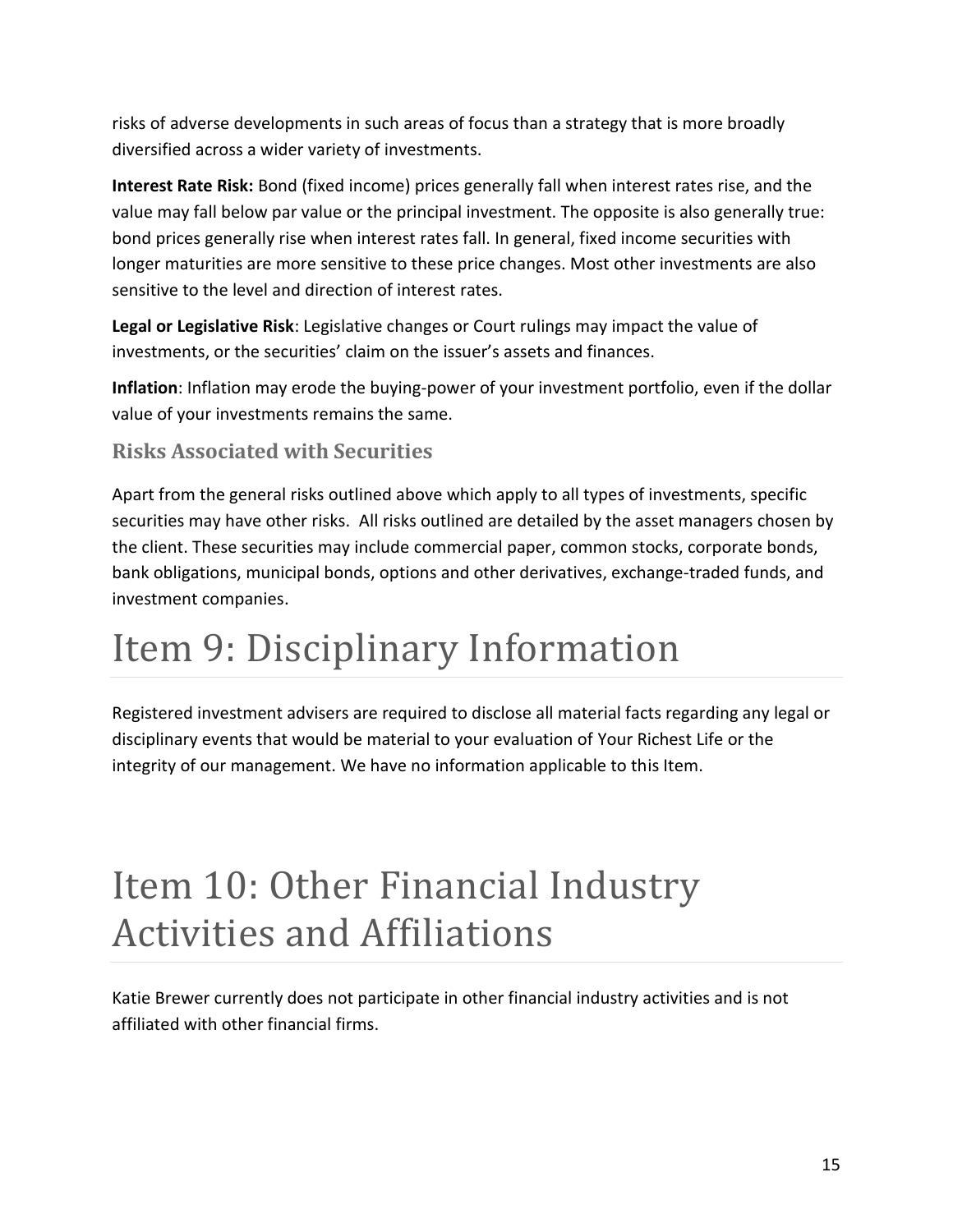risks of adverse developments in such areas of focus than a strategy that is more broadly diversified across a wider variety of investments.

**Interest Rate Risk:** Bond (fixed income) prices generally fall when interest rates rise, and the value may fall below par value or the principal investment. The opposite is also generally true: bond prices generally rise when interest rates fall. In general, fixed income securities with longer maturities are more sensitive to these price changes. Most other investments are also sensitive to the level and direction of interest rates.

**Legal or Legislative Risk**: Legislative changes or Court rulings may impact the value of investments, or the securities' claim on the issuer's assets and finances.

**Inflation**: Inflation may erode the buying-power of your investment portfolio, even if the dollar value of your investments remains the same.

### Risks Associated with Securities

Apart from the general risks outlined above which apply to all types of investments, specific securities may have other risks. All risks outlined are detailed by the asset managers chosen by the client. These securities may include commercial paper, common stocks, corporate bonds, bank obligations, municipal bonds, options and other derivatives, exchange-traded funds, and investment companies.

# Item 9: Disciplinary Information

Registered investment advisers are required to disclose all material facts regarding any legal or disciplinary events that would be material to your evaluation of Your Richest Life or the integrity of our management. We have no information applicable to this Item.

# Item 10: Other Financial Industry Activities and Affiliations

Katie Brewer currently does not participate in other financial industry activities and is not affiliated with other financial firms.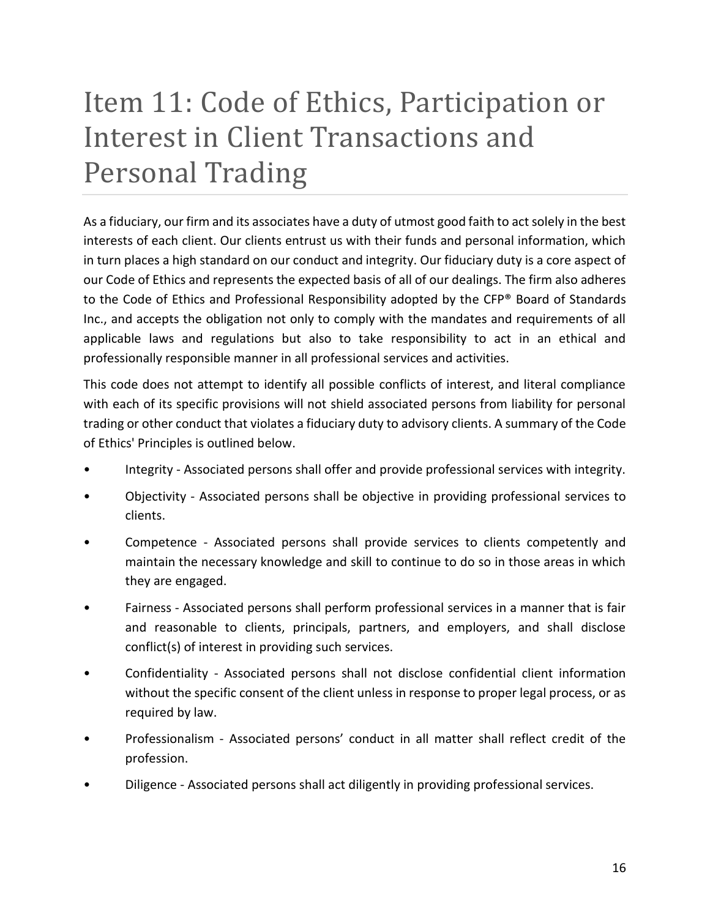# Item 11: Code of Ethics, Participation or Interest in Client Transactions and Personal Trading

As a fiduciary, our firm and its associates have a duty of utmost good faith to act solely in the best interests of each client. Our clients entrust us with their funds and personal information, which in turn places a high standard on our conduct and integrity. Our fiduciary duty is a core aspect of our Code of Ethics and represents the expected basis of all of our dealings. The firm also adheres to the Code of Ethics and Professional Responsibility adopted by the CFP® Board of Standards Inc., and accepts the obligation not only to comply with the mandates and requirements of all applicable laws and regulations but also to take responsibility to act in an ethical and professionally responsible manner in all professional services and activities.

This code does not attempt to identify all possible conflicts of interest, and literal compliance with each of its specific provisions will not shield associated persons from liability for personal trading or other conduct that violates a fiduciary duty to advisory clients. A summary of the Code of Ethics' Principles is outlined below.

- Integrity - Associated persons shall offer and provide professional services with integrity.
- Objectivity - Associated persons shall be objective in providing professional services to clients.
- Competence - Associated persons shall provide services to clients competently and maintain the necessary knowledge and skill to continue to do so in those areas in which they are engaged.
- Fairness - Associated persons shall perform professional services in a manner that is fair and reasonable to clients, principals, partners, and employers, and shall disclose conflict(s) of interest in providing such services.
- Confidentiality - Associated persons shall not disclose confidential client information without the specific consent of the client unless in response to proper legal process, or as required by law.
- Professionalism - Associated persons' conduct in all matter shall reflect credit of the profession.
- Diligence - Associated persons shall act diligently in providing professional services.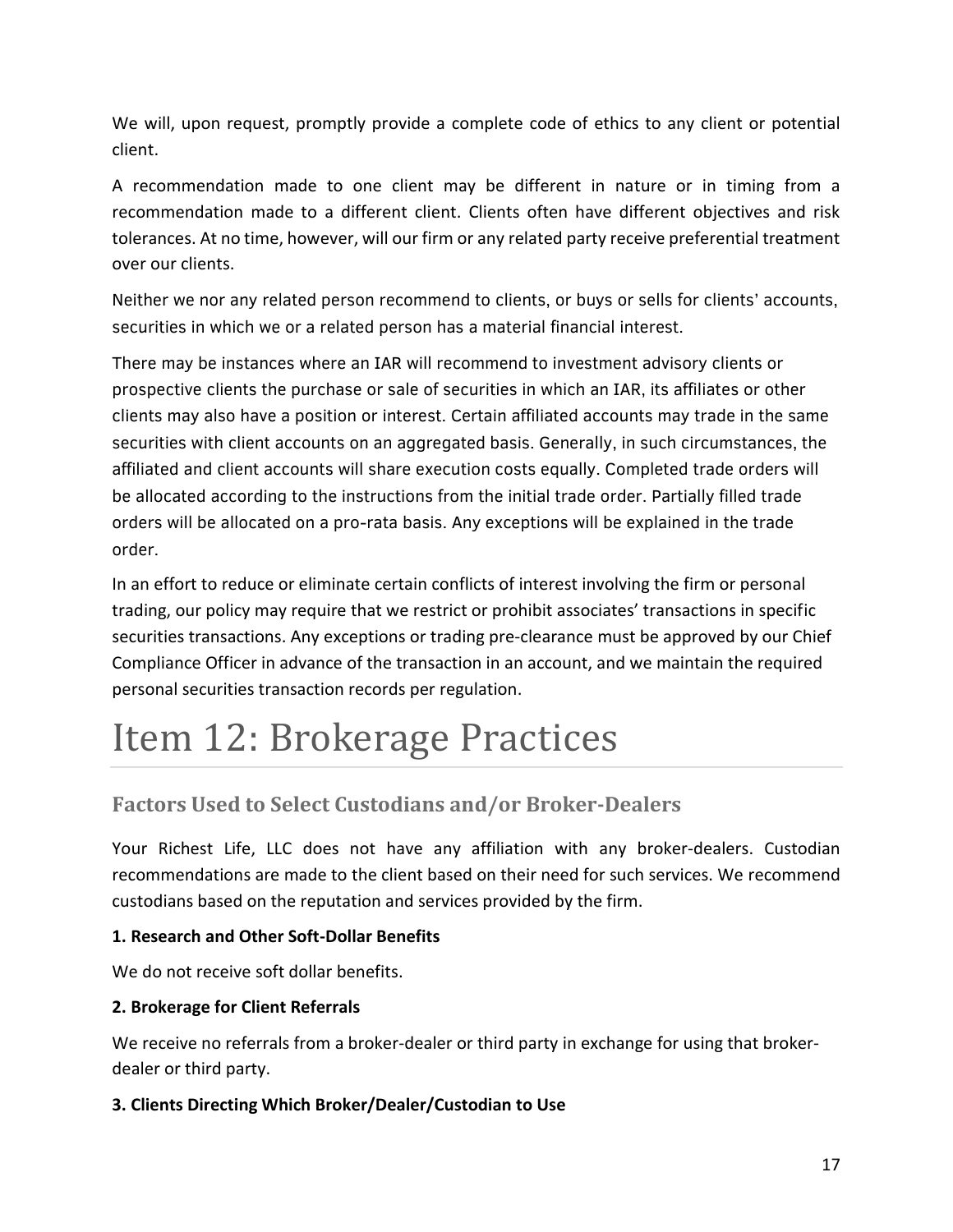We will, upon request, promptly provide a complete code of ethics to any client or potential client.

A recommendation made to one client may be different in nature or in timing from a recommendation made to a different client. Clients often have different objectives and risk tolerances. At no time, however, will our firm or any related party receive preferential treatment over our clients.

Neither we nor any related person recommend to clients, or buys or sells for clients' accounts, securities in which we or a related person has a material financial interest.

There may be instances where an IAR will recommend to investment advisory clients or prospective clients the purchase or sale of securities in which an IAR, its affiliates or other clients may also have a position or interest. Certain affiliated accounts may trade in the same securities with client accounts on an aggregated basis. Generally, in such circumstances, the affiliated and client accounts will share execution costs equally. Completed trade orders will be allocated according to the instructions from the initial trade order. Partially filled trade orders will be allocated on a pro-rata basis. Any exceptions will be explained in the trade order.

In an effort to reduce or eliminate certain conflicts of interest involving the firm or personal trading, our policy may require that we restrict or prohibit associates' transactions in specific securities transactions. Any exceptions or trading pre-clearance must be approved by our Chief Compliance Officer in advance of the transaction in an account, and we maintain the required personal securities transaction records per regulation.

# Item 12: Brokerage Practices

## Factors Used to Select Custodians and/or Broker-Dealers

Your Richest Life, LLC does not have any affiliation with any broker-dealers. Custodian recommendations are made to the client based on their need for such services. We recommend custodians based on the reputation and services provided by the firm.

**1. Research and Other Soft-Dollar Benefits**

We do not receive soft dollar benefits.

**2. Brokerage for Client Referrals**

We receive no referrals from a broker-dealer or third party in exchange for using that broker-dealer or third party.

**3. Clients Directing Which Broker/Dealer/Custodian to Use**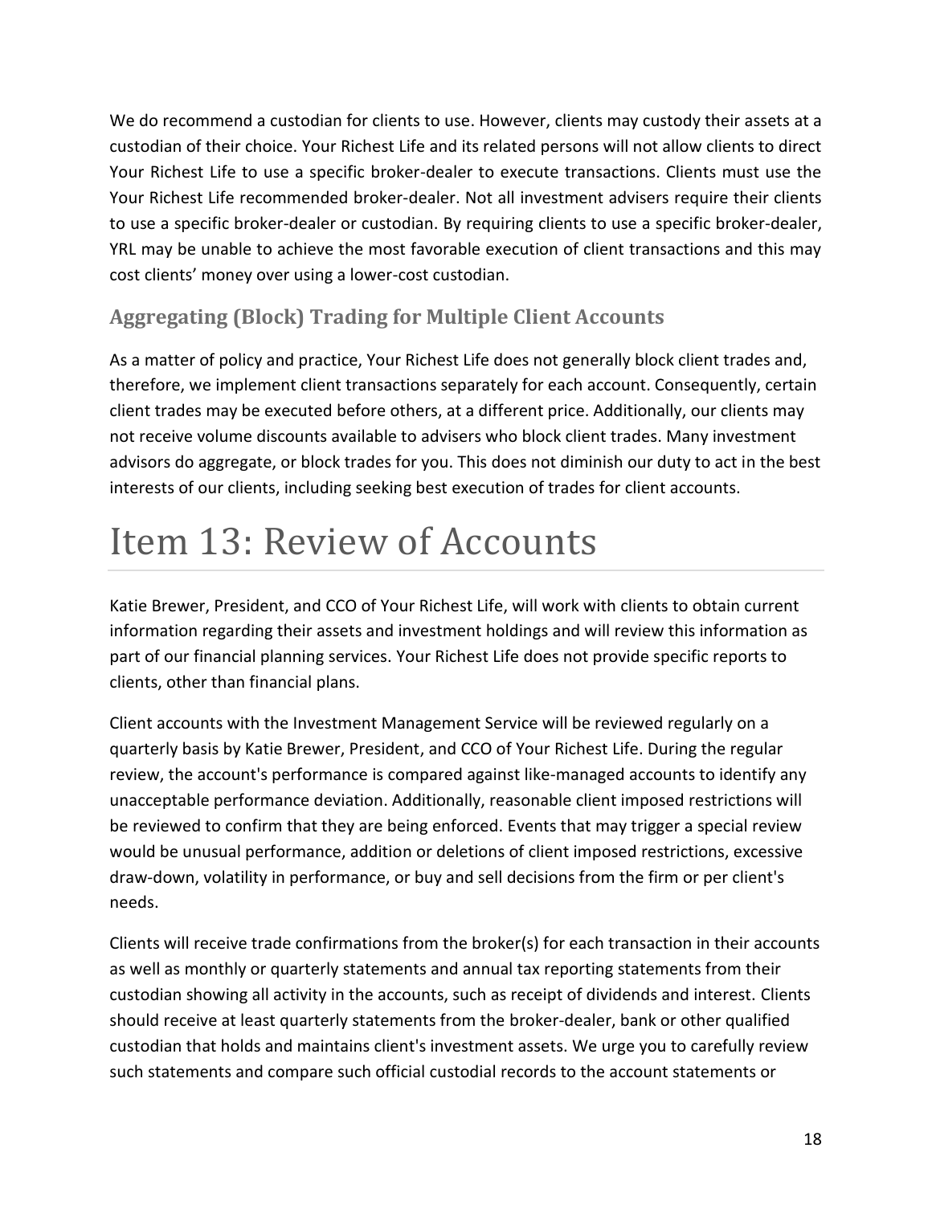We do recommend a custodian for clients to use. However, clients may custody their assets at a custodian of their choice. Your Richest Life and its related persons will not allow clients to direct Your Richest Life to use a specific broker-dealer to execute transactions. Clients must use the Your Richest Life recommended broker-dealer. Not all investment advisers require their clients to use a specific broker-dealer or custodian. By requiring clients to use a specific broker-dealer, YRL may be unable to achieve the most favorable execution of client transactions and this may cost clients' money over using a lower-cost custodian.

### Aggregating (Block) Trading for Multiple Client Accounts

As a matter of policy and practice, Your Richest Life does not generally block client trades and, therefore, we implement client transactions separately for each account. Consequently, certain client trades may be executed before others, at a different price. Additionally, our clients may not receive volume discounts available to advisers who block client trades. Many investment advisors do aggregate, or block trades for you. This does not diminish our duty to act in the best interests of our clients, including seeking best execution of trades for client accounts.

# Item 13: Review of Accounts

Katie Brewer, President, and CCO of Your Richest Life, will work with clients to obtain current information regarding their assets and investment holdings and will review this information as part of our financial planning services. Your Richest Life does not provide specific reports to clients, other than financial plans.

Client accounts with the Investment Management Service will be reviewed regularly on a quarterly basis by Katie Brewer, President, and CCO of Your Richest Life. During the regular review, the account's performance is compared against like-managed accounts to identify any unacceptable performance deviation. Additionally, reasonable client imposed restrictions will be reviewed to confirm that they are being enforced. Events that may trigger a special review would be unusual performance, addition or deletions of client imposed restrictions, excessive draw-down, volatility in performance, or buy and sell decisions from the firm or per client's needs.

Clients will receive trade confirmations from the broker(s) for each transaction in their accounts as well as monthly or quarterly statements and annual tax reporting statements from their custodian showing all activity in the accounts, such as receipt of dividends and interest. Clients should receive at least quarterly statements from the broker-dealer, bank or other qualified custodian that holds and maintains client's investment assets. We urge you to carefully review such statements and compare such official custodial records to the account statements or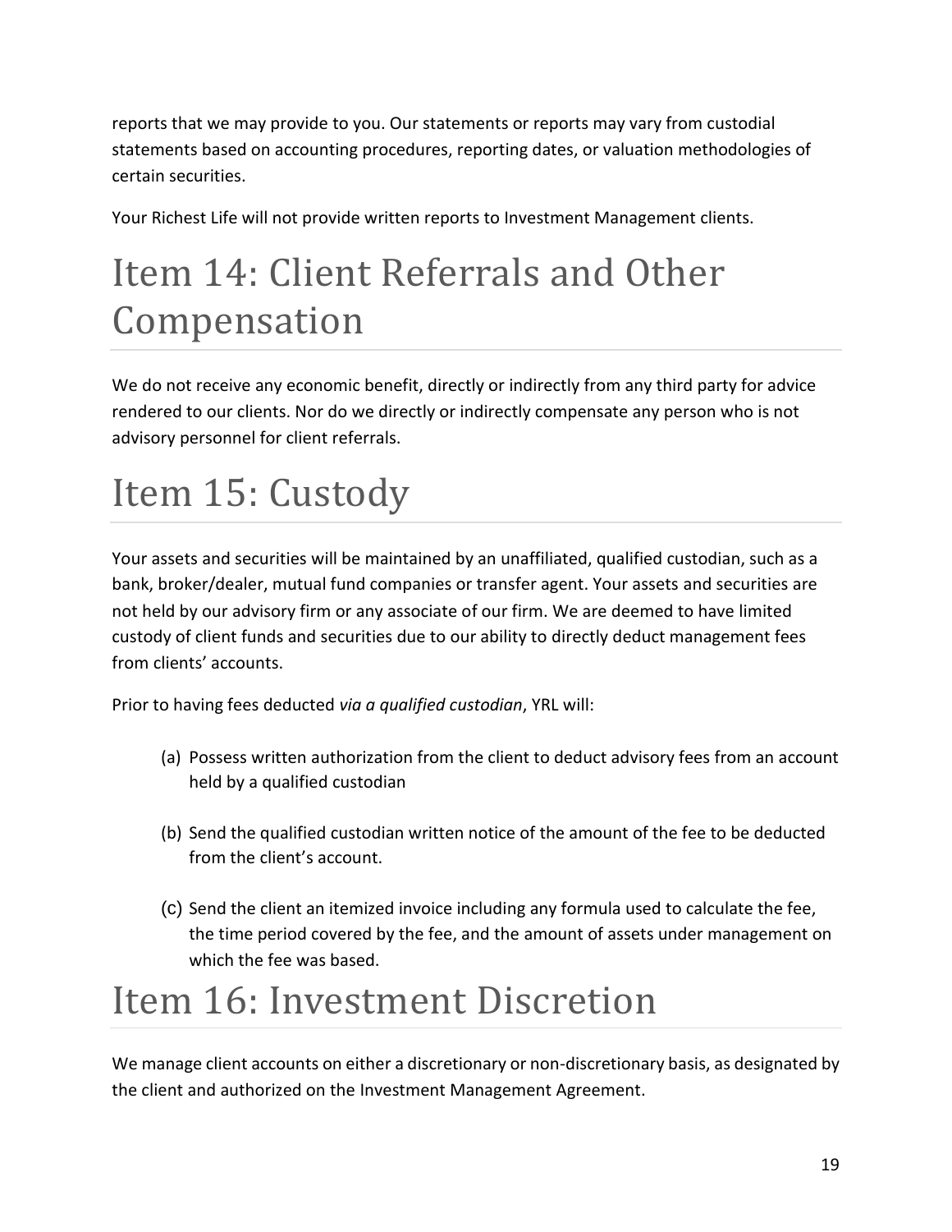reports that we may provide to you. Our statements or reports may vary from custodial statements based on accounting procedures, reporting dates, or valuation methodologies of certain securities.

Your Richest Life will not provide written reports to Investment Management clients.

# Item 14: Client Referrals and Other Compensation

We do not receive any economic benefit, directly or indirectly from any third party for advice rendered to our clients. Nor do we directly or indirectly compensate any person who is not advisory personnel for client referrals.

# Item 15: Custody

Your assets and securities will be maintained by an unaffiliated, qualified custodian, such as a bank, broker/dealer, mutual fund companies or transfer agent. Your assets and securities are not held by our advisory firm or any associate of our firm. We are deemed to have limited custody of client funds and securities due to our ability to directly deduct management fees from clients' accounts.

Prior to having fees deducted *via a qualified custodian*, YRL will:

(a) Possess written authorization from the client to deduct advisory fees from an account held by a qualified custodian

(b) Send the qualified custodian written notice of the amount of the fee to be deducted from the client's account.

(c) Send the client an itemized invoice including any formula used to calculate the fee, the time period covered by the fee, and the amount of assets under management on which the fee was based.

# Item 16: Investment Discretion

We manage client accounts on either a discretionary or non-discretionary basis, as designated by the client and authorized on the Investment Management Agreement.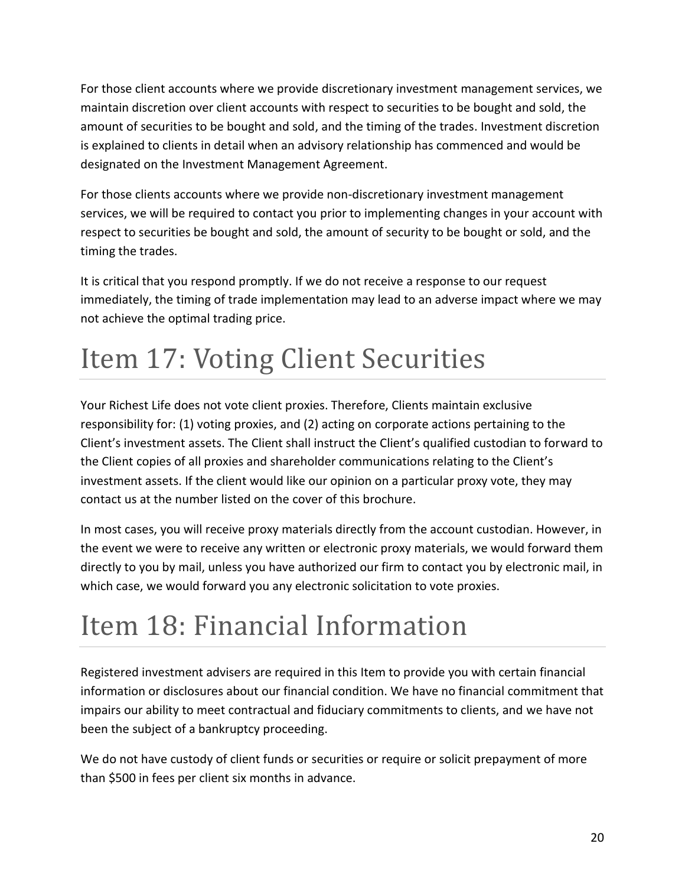For those client accounts where we provide discretionary investment management services, we maintain discretion over client accounts with respect to securities to be bought and sold, the amount of securities to be bought and sold, and the timing of the trades. Investment discretion is explained to clients in detail when an advisory relationship has commenced and would be designated on the Investment Management Agreement.

For those clients accounts where we provide non-discretionary investment management services, we will be required to contact you prior to implementing changes in your account with respect to securities be bought and sold, the amount of security to be bought or sold, and the timing the trades.

It is critical that you respond promptly. If we do not receive a response to our request immediately, the timing of trade implementation may lead to an adverse impact where we may not achieve the optimal trading price.

# Item 17: Voting Client Securities

Your Richest Life does not vote client proxies. Therefore, Clients maintain exclusive responsibility for: (1) voting proxies, and (2) acting on corporate actions pertaining to the Client's investment assets. The Client shall instruct the Client's qualified custodian to forward to the Client copies of all proxies and shareholder communications relating to the Client's investment assets. If the client would like our opinion on a particular proxy vote, they may contact us at the number listed on the cover of this brochure.

In most cases, you will receive proxy materials directly from the account custodian. However, in the event we were to receive any written or electronic proxy materials, we would forward them directly to you by mail, unless you have authorized our firm to contact you by electronic mail, in which case, we would forward you any electronic solicitation to vote proxies.

# Item 18: Financial Information

Registered investment advisers are required in this Item to provide you with certain financial information or disclosures about our financial condition. We have no financial commitment that impairs our ability to meet contractual and fiduciary commitments to clients, and we have not been the subject of a bankruptcy proceeding.

We do not have custody of client funds or securities or require or solicit prepayment of more than $500 in fees per client six months in advance.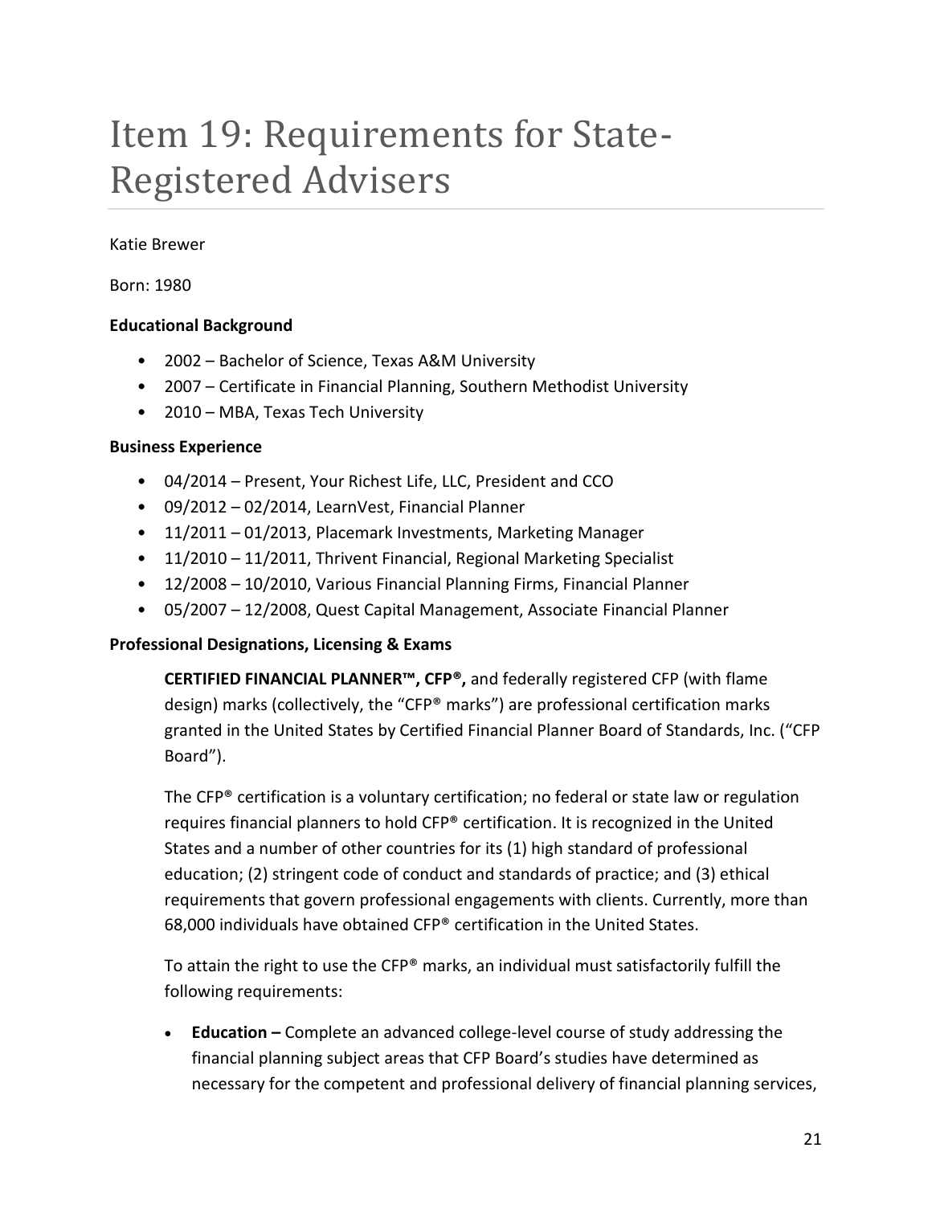# Item 19: Requirements for State-Registered Advisers

Katie Brewer

Born: 1980

**Educational Background**

- 2002 – Bachelor of Science, Texas A&M University
- 2007 – Certificate in Financial Planning, Southern Methodist University
- 2010 – MBA, Texas Tech University

**Business Experience**

- 04/2014 – Present, Your Richest Life, LLC, President and CCO
- 09/2012 – 02/2014, LearnVest, Financial Planner
- 11/2011 – 01/2013, Placemark Investments, Marketing Manager
- 11/2010 – 11/2011, Thrivent Financial, Regional Marketing Specialist
- 12/2008 – 10/2010, Various Financial Planning Firms, Financial Planner
- 05/2007 – 12/2008, Quest Capital Management, Associate Financial Planner

**Professional Designations, Licensing & Exams**

**CERTIFIED FINANCIAL PLANNER™, CFP®,** and federally registered CFP (with flame design) marks (collectively, the "CFP® marks") are professional certification marks granted in the United States by Certified Financial Planner Board of Standards, Inc. ("CFP Board").

The CFP® certification is a voluntary certification; no federal or state law or regulation requires financial planners to hold CFP® certification. It is recognized in the United States and a number of other countries for its (1) high standard of professional education; (2) stringent code of conduct and standards of practice; and (3) ethical requirements that govern professional engagements with clients. Currently, more than 68,000 individuals have obtained CFP® certification in the United States.

To attain the right to use the CFP® marks, an individual must satisfactorily fulfill the following requirements:

- **Education –** Complete an advanced college-level course of study addressing the financial planning subject areas that CFP Board's studies have determined as necessary for the competent and professional delivery of financial planning services,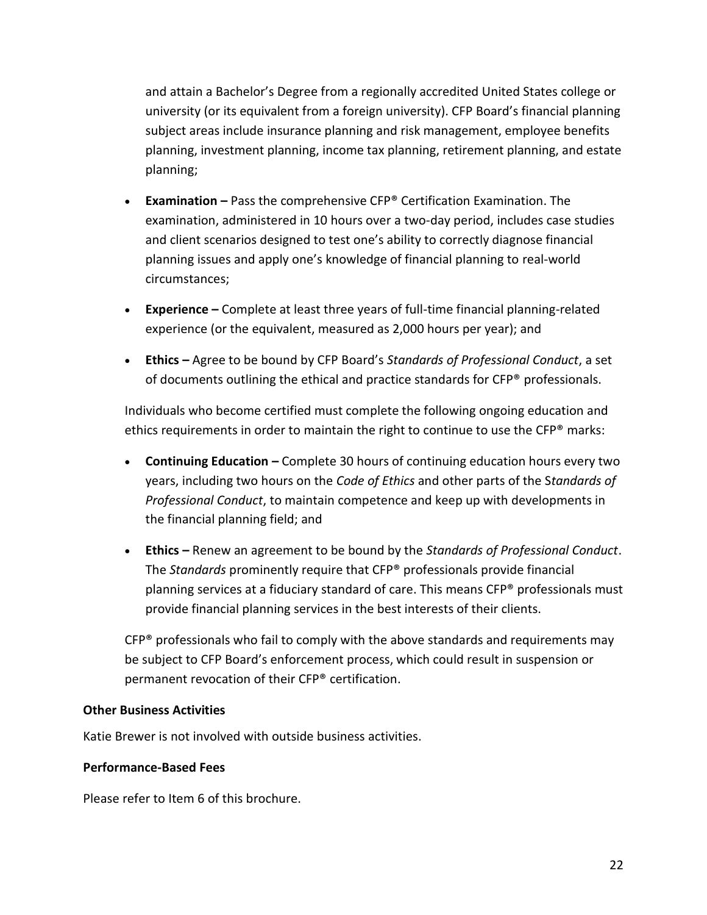and attain a Bachelor's Degree from a regionally accredited United States college or university (or its equivalent from a foreign university). CFP Board's financial planning subject areas include insurance planning and risk management, employee benefits planning, investment planning, income tax planning, retirement planning, and estate planning;

- **Examination –** Pass the comprehensive CFP® Certification Examination. The examination, administered in 10 hours over a two-day period, includes case studies and client scenarios designed to test one's ability to correctly diagnose financial planning issues and apply one's knowledge of financial planning to real-world circumstances;
- **Experience –** Complete at least three years of full-time financial planning-related experience (or the equivalent, measured as 2,000 hours per year); and
- **Ethics –** Agree to be bound by CFP Board's *Standards of Professional Conduct*, a set of documents outlining the ethical and practice standards for CFP® professionals.

Individuals who become certified must complete the following ongoing education and ethics requirements in order to maintain the right to continue to use the CFP® marks:

- **Continuing Education –** Complete 30 hours of continuing education hours every two years, including two hours on the *Code of Ethics* and other parts of the S*tandards of Professional Conduct*, to maintain competence and keep up with developments in the financial planning field; and
- **Ethics –** Renew an agreement to be bound by the *Standards of Professional Conduct*. The *Standards* prominently require that CFP® professionals provide financial planning services at a fiduciary standard of care. This means CFP® professionals must provide financial planning services in the best interests of their clients.

CFP® professionals who fail to comply with the above standards and requirements may be subject to CFP Board's enforcement process, which could result in suspension or permanent revocation of their CFP® certification.

**Other Business Activities**

Katie Brewer is not involved with outside business activities.

**Performance-Based Fees**

Please refer to Item 6 of this brochure.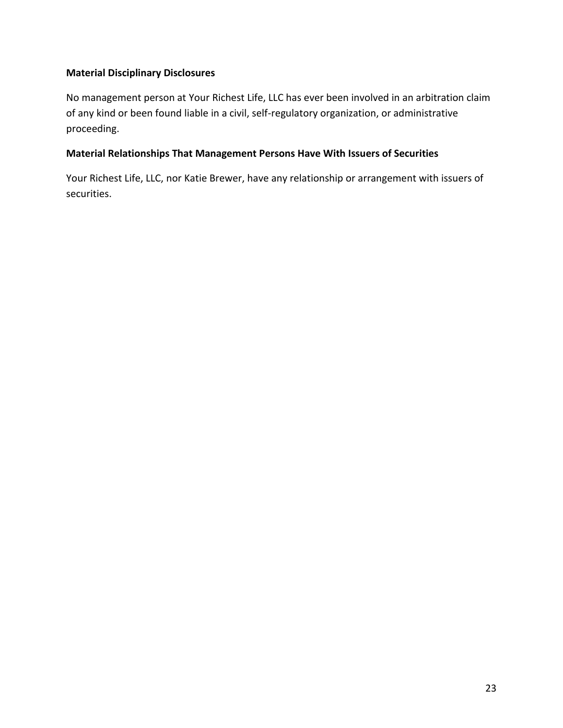**Material Disciplinary Disclosures**

No management person at Your Richest Life, LLC has ever been involved in an arbitration claim of any kind or been found liable in a civil, self-regulatory organization, or administrative proceeding.

**Material Relationships That Management Persons Have With Issuers of Securities**

Your Richest Life, LLC, nor Katie Brewer, have any relationship or arrangement with issuers of securities.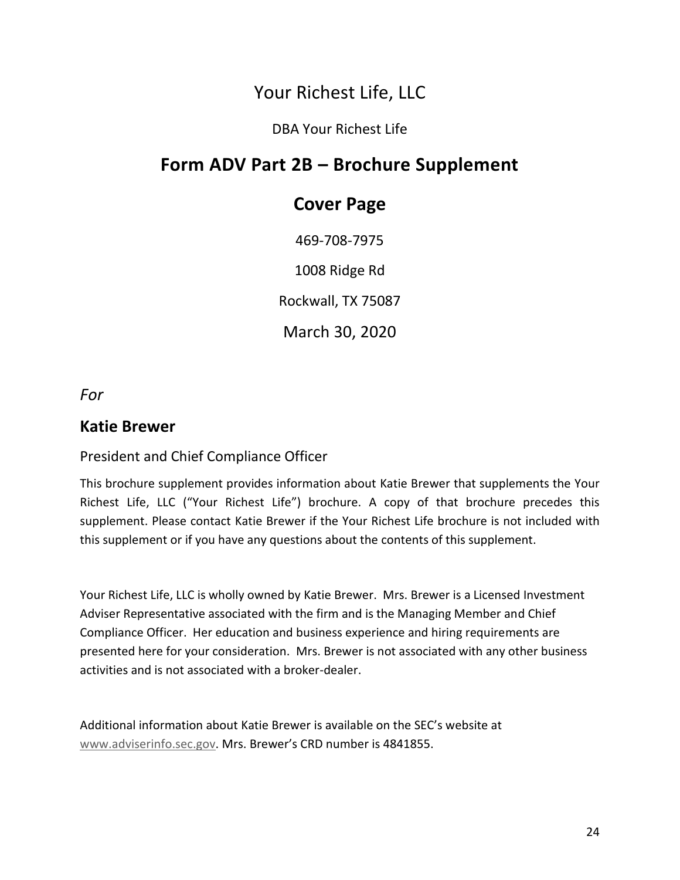# Your Richest Life, LLC

DBA Your Richest Life

## Form ADV Part 2B – Brochure Supplement

## Cover Page

469-708-7975

1008 Ridge Rd

Rockwall, TX 75087

March 30, 2020

*For*

### Katie Brewer

President and Chief Compliance Officer

This brochure supplement provides information about Katie Brewer that supplements the Your Richest Life, LLC ("Your Richest Life") brochure. A copy of that brochure precedes this supplement. Please contact Katie Brewer if the Your Richest Life brochure is not included with this supplement or if you have any questions about the contents of this supplement.

Your Richest Life, LLC is wholly owned by Katie Brewer. Mrs. Brewer is a Licensed Investment Adviser Representative associated with the firm and is the Managing Member and Chief Compliance Officer. Her education and business experience and hiring requirements are presented here for your consideration. Mrs. Brewer is not associated with any other business activities and is not associated with a broker-dealer.

Additional information about Katie Brewer is available on the SEC's website at www.adviserinfo.sec.gov. Mrs. Brewer's CRD number is 4841855.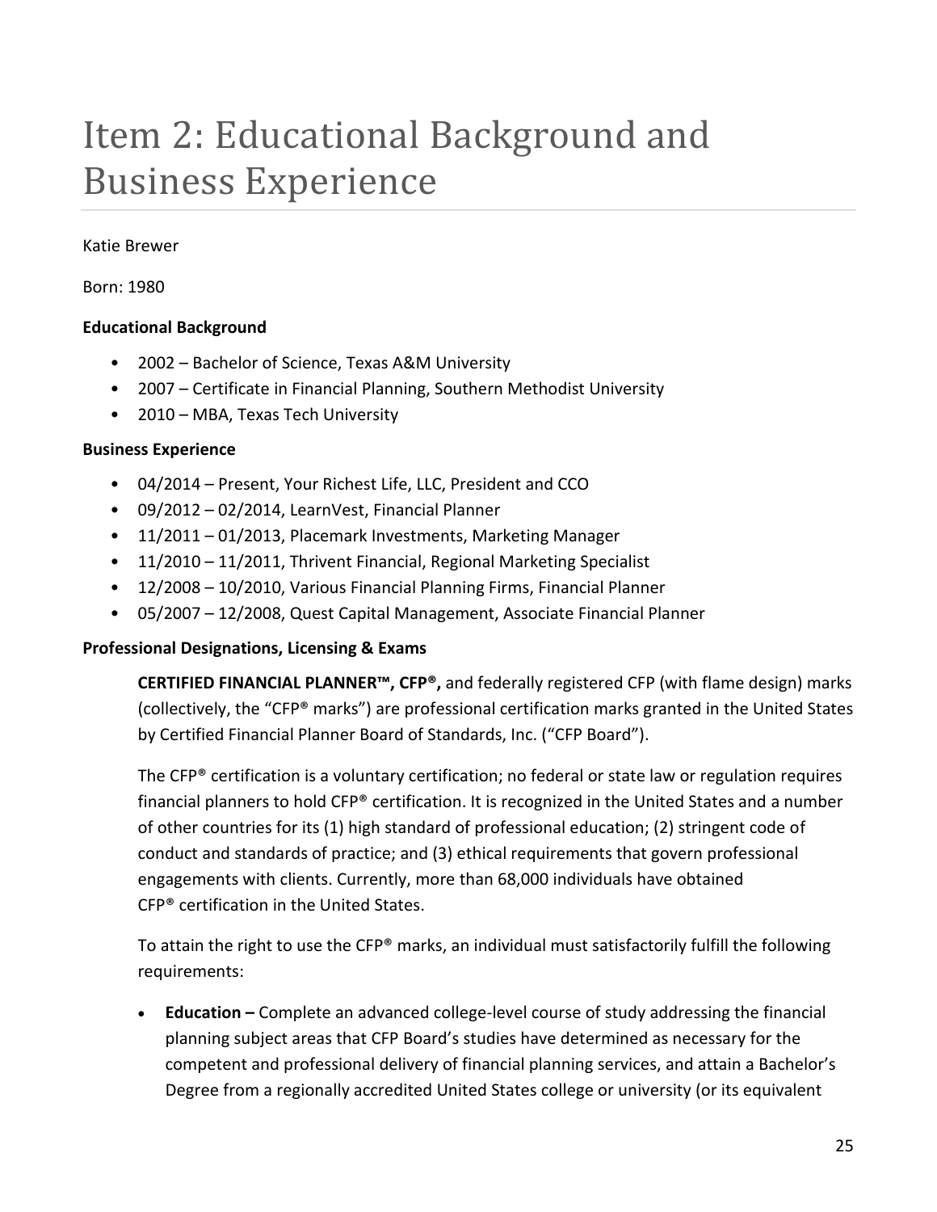# Item 2: Educational Background and Business Experience

Katie Brewer

Born: 1980

**Educational Background**

- 2002 – Bachelor of Science, Texas A&M University
- 2007 – Certificate in Financial Planning, Southern Methodist University
- 2010 – MBA, Texas Tech University

**Business Experience**

- 04/2014 – Present, Your Richest Life, LLC, President and CCO
- 09/2012 – 02/2014, LearnVest, Financial Planner
- 11/2011 – 01/2013, Placemark Investments, Marketing Manager
- 11/2010 – 11/2011, Thrivent Financial, Regional Marketing Specialist
- 12/2008 – 10/2010, Various Financial Planning Firms, Financial Planner
- 05/2007 – 12/2008, Quest Capital Management, Associate Financial Planner

**Professional Designations, Licensing & Exams**

**CERTIFIED FINANCIAL PLANNER™, CFP®,** and federally registered CFP (with flame design) marks (collectively, the "CFP® marks") are professional certification marks granted in the United States by Certified Financial Planner Board of Standards, Inc. ("CFP Board").

The CFP® certification is a voluntary certification; no federal or state law or regulation requires financial planners to hold CFP® certification. It is recognized in the United States and a number of other countries for its (1) high standard of professional education; (2) stringent code of conduct and standards of practice; and (3) ethical requirements that govern professional engagements with clients. Currently, more than 68,000 individuals have obtained CFP® certification in the United States.

To attain the right to use the CFP® marks, an individual must satisfactorily fulfill the following requirements:

- **Education –** Complete an advanced college-level course of study addressing the financial planning subject areas that CFP Board's studies have determined as necessary for the competent and professional delivery of financial planning services, and attain a Bachelor's Degree from a regionally accredited United States college or university (or its equivalent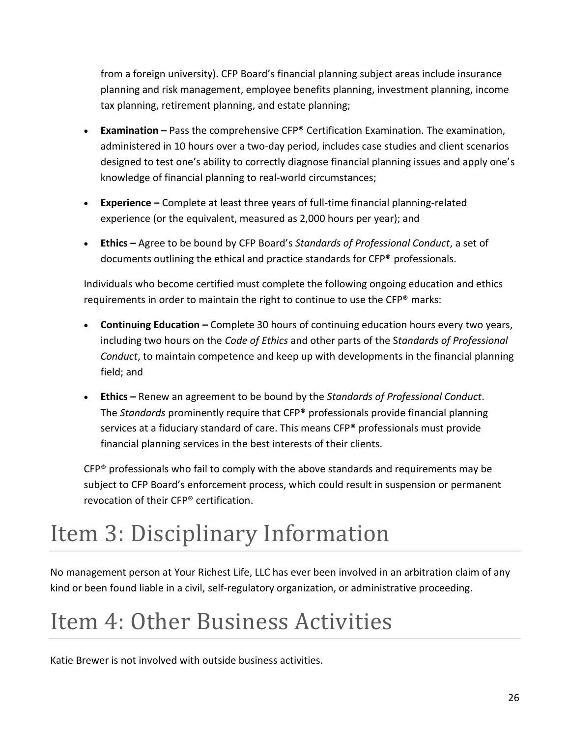from a foreign university). CFP Board's financial planning subject areas include insurance planning and risk management, employee benefits planning, investment planning, income tax planning, retirement planning, and estate planning;

- **Examination –** Pass the comprehensive CFP® Certification Examination. The examination, administered in 10 hours over a two-day period, includes case studies and client scenarios designed to test one's ability to correctly diagnose financial planning issues and apply one's knowledge of financial planning to real-world circumstances;
- **Experience –** Complete at least three years of full-time financial planning-related experience (or the equivalent, measured as 2,000 hours per year); and
- **Ethics –** Agree to be bound by CFP Board's *Standards of Professional Conduct*, a set of documents outlining the ethical and practice standards for CFP® professionals.

Individuals who become certified must complete the following ongoing education and ethics requirements in order to maintain the right to continue to use the CFP® marks:

- **Continuing Education –** Complete 30 hours of continuing education hours every two years, including two hours on the *Code of Ethics* and other parts of the S*tandards of Professional Conduct*, to maintain competence and keep up with developments in the financial planning field; and
- **Ethics –** Renew an agreement to be bound by the *Standards of Professional Conduct*. The *Standards* prominently require that CFP® professionals provide financial planning services at a fiduciary standard of care. This means CFP® professionals must provide financial planning services in the best interests of their clients.

CFP® professionals who fail to comply with the above standards and requirements may be subject to CFP Board's enforcement process, which could result in suspension or permanent revocation of their CFP® certification.

# Item 3: Disciplinary Information

No management person at Your Richest Life, LLC has ever been involved in an arbitration claim of any kind or been found liable in a civil, self-regulatory organization, or administrative proceeding.

# Item 4: Other Business Activities

Katie Brewer is not involved with outside business activities.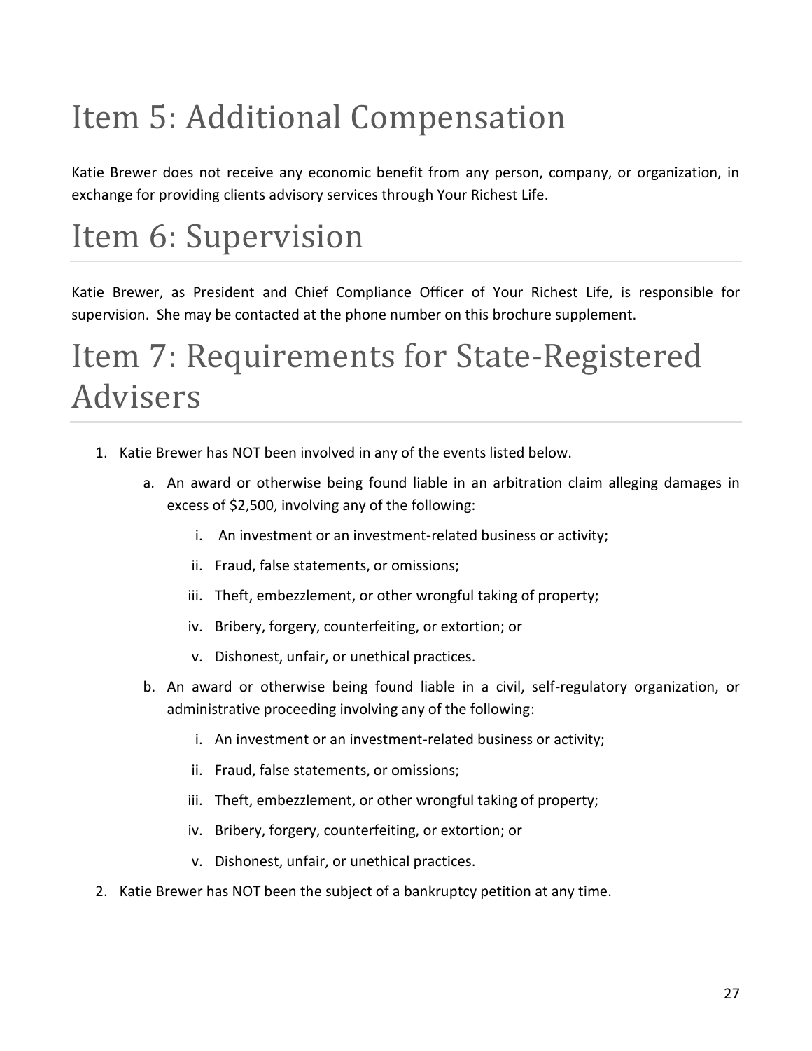# Item 5: Additional Compensation

Katie Brewer does not receive any economic benefit from any person, company, or organization, in exchange for providing clients advisory services through Your Richest Life.

# Item 6: Supervision

Katie Brewer, as President and Chief Compliance Officer of Your Richest Life, is responsible for supervision. She may be contacted at the phone number on this brochure supplement.

# Item 7: Requirements for State-Registered Advisers

1. Katie Brewer has NOT been involved in any of the events listed below.
    a. An award or otherwise being found liable in an arbitration claim alleging damages in excess of $2,500, involving any of the following:
        i. An investment or an investment-related business or activity;
        ii. Fraud, false statements, or omissions;
        iii. Theft, embezzlement, or other wrongful taking of property;
        iv. Bribery, forgery, counterfeiting, or extortion; or
        v. Dishonest, unfair, or unethical practices.
    b. An award or otherwise being found liable in a civil, self-regulatory organization, or administrative proceeding involving any of the following:
        i. An investment or an investment-related business or activity;
        ii. Fraud, false statements, or omissions;
        iii. Theft, embezzlement, or other wrongful taking of property;
        iv. Bribery, forgery, counterfeiting, or extortion; or
        v. Dishonest, unfair, or unethical practices.
2. Katie Brewer has NOT been the subject of a bankruptcy petition at any time.